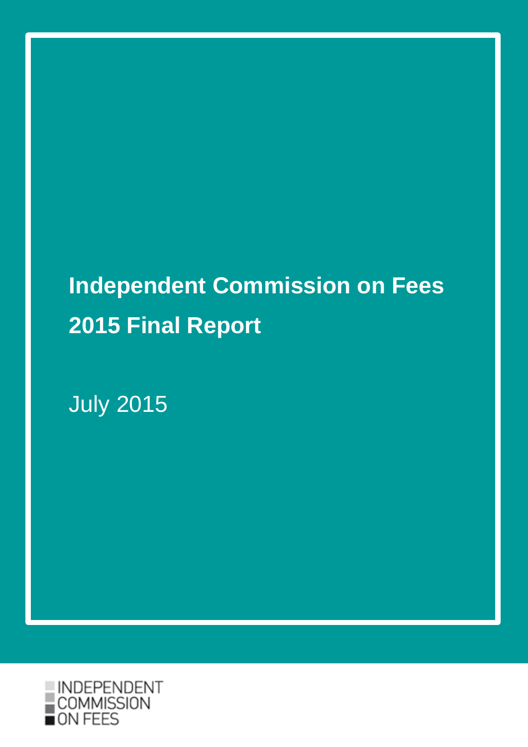# Independent Commission on Fees

## 2015 Final Report

July 2015

INDEPENDENT
COMMISSION
ON FEES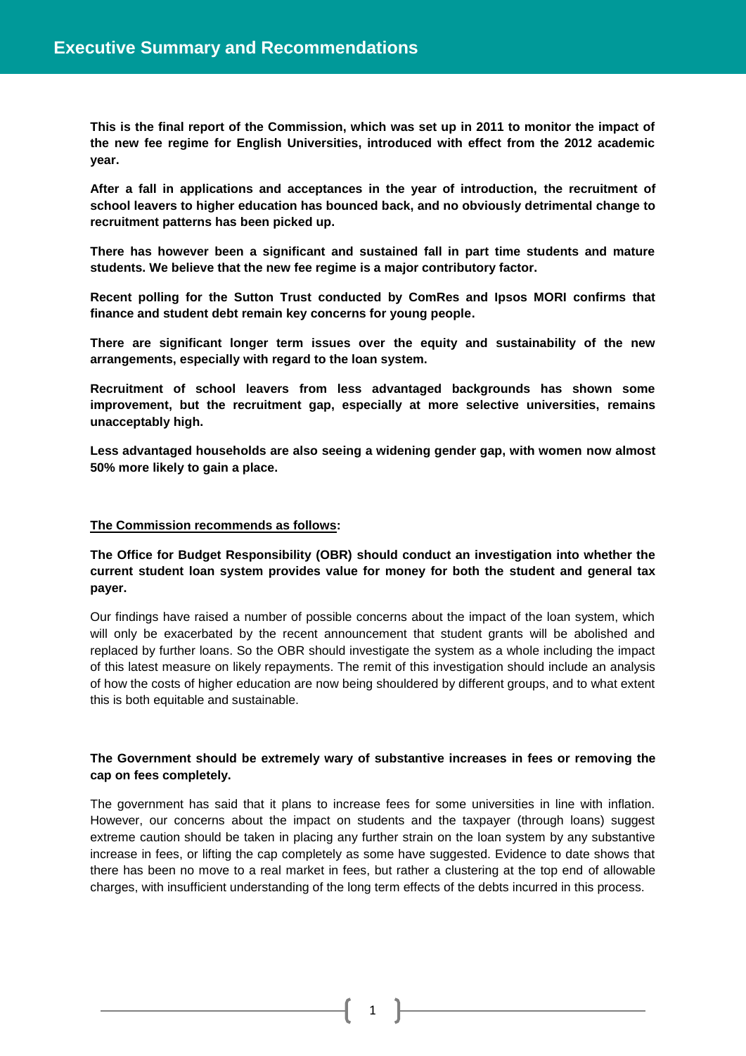# Executive Summary and Recommendations

**This is the final report of the Commission, which was set up in 2011 to monitor the impact of the new fee regime for English Universities, introduced with effect from the 2012 academic year.**

**After a fall in applications and acceptances in the year of introduction, the recruitment of school leavers to higher education has bounced back, and no obviously detrimental change to recruitment patterns has been picked up.**

**There has however been a significant and sustained fall in part time students and mature students. We believe that the new fee regime is a major contributory factor.**

**Recent polling for the Sutton Trust conducted by ComRes and Ipsos MORI confirms that finance and student debt remain key concerns for young people.**

**There are significant longer term issues over the equity and sustainability of the new arrangements, especially with regard to the loan system.**

**Recruitment of school leavers from less advantaged backgrounds has shown some improvement, but the recruitment gap, especially at more selective universities, remains unacceptably high.**

**Less advantaged households are also seeing a widening gender gap, with women now almost 50% more likely to gain a place.**

**The Commission recommends as follows:**

**The Office for Budget Responsibility (OBR) should conduct an investigation into whether the current student loan system provides value for money for both the student and general tax payer.**

Our findings have raised a number of possible concerns about the impact of the loan system, which will only be exacerbated by the recent announcement that student grants will be abolished and replaced by further loans. So the OBR should investigate the system as a whole including the impact of this latest measure on likely repayments. The remit of this investigation should include an analysis of how the costs of higher education are now being shouldered by different groups, and to what extent this is both equitable and sustainable.

**The Government should be extremely wary of substantive increases in fees or removing the cap on fees completely.**

The government has said that it plans to increase fees for some universities in line with inflation. However, our concerns about the impact on students and the taxpayer (through loans) suggest extreme caution should be taken in placing any further strain on the loan system by any substantive increase in fees, or lifting the cap completely as some have suggested. Evidence to date shows that there has been no move to a real market in fees, but rather a clustering at the top end of allowable charges, with insufficient understanding of the long term effects of the debts incurred in this process.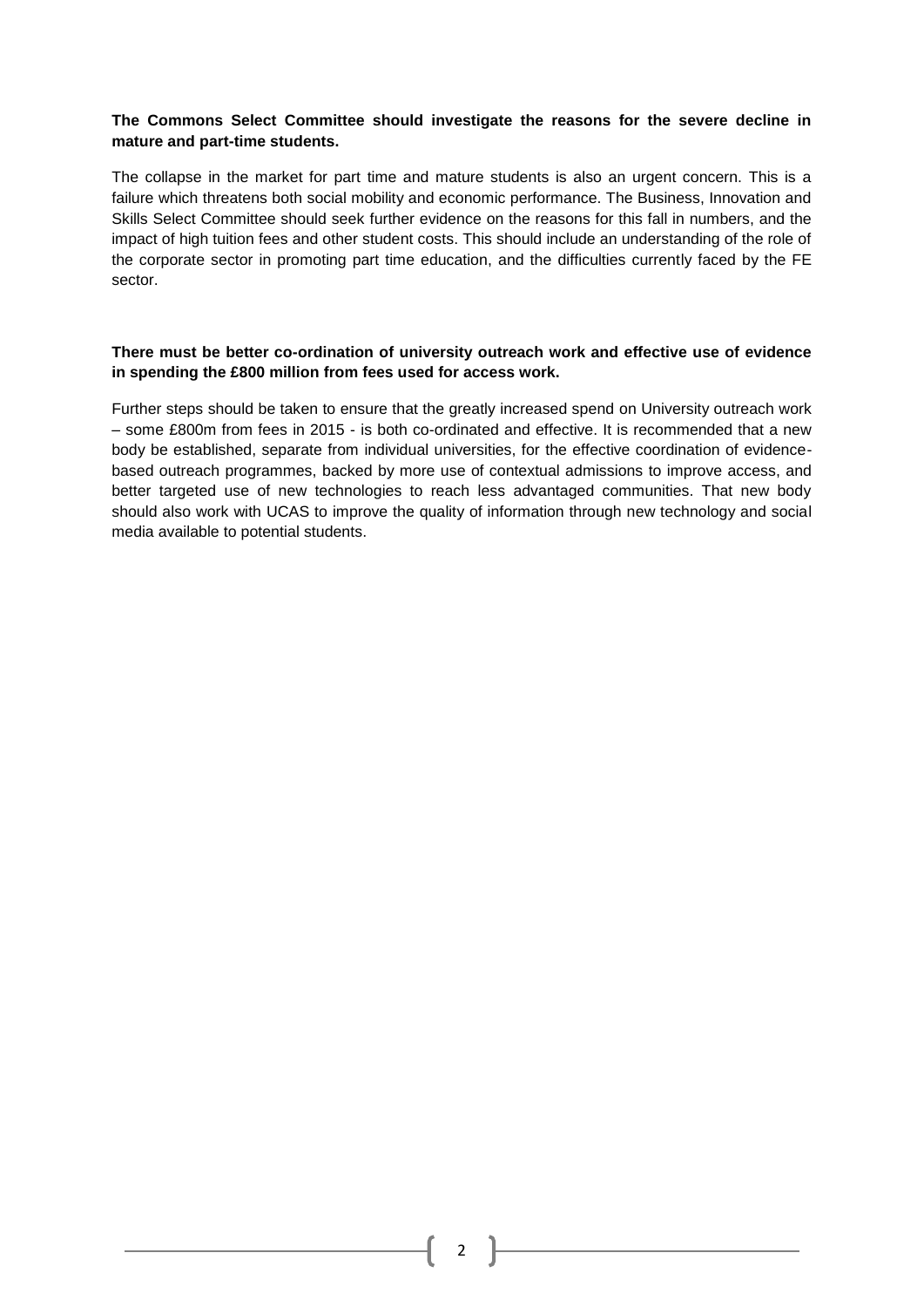**The Commons Select Committee should investigate the reasons for the severe decline in mature and part-time students.**

The collapse in the market for part time and mature students is also an urgent concern. This is a failure which threatens both social mobility and economic performance. The Business, Innovation and Skills Select Committee should seek further evidence on the reasons for this fall in numbers, and the impact of high tuition fees and other student costs. This should include an understanding of the role of the corporate sector in promoting part time education, and the difficulties currently faced by the FE sector.

**There must be better co-ordination of university outreach work and effective use of evidence in spending the £800 million from fees used for access work.**

Further steps should be taken to ensure that the greatly increased spend on University outreach work – some £800m from fees in 2015 - is both co-ordinated and effective. It is recommended that a new body be established, separate from individual universities, for the effective coordination of evidence-based outreach programmes, backed by more use of contextual admissions to improve access, and better targeted use of new technologies to reach less advantaged communities. That new body should also work with UCAS to improve the quality of information through new technology and social media available to potential students.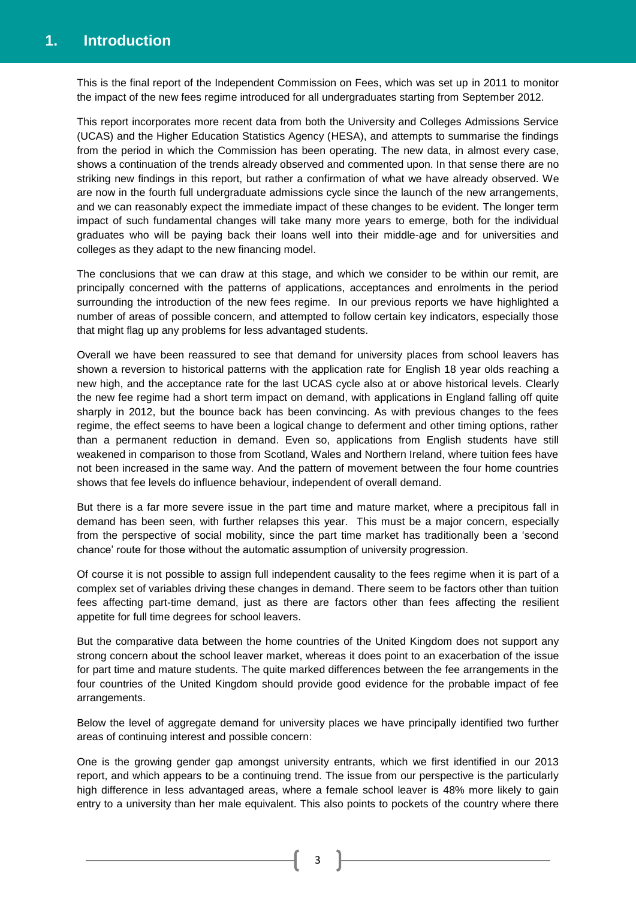# 1. Introduction

This is the final report of the Independent Commission on Fees, which was set up in 2011 to monitor the impact of the new fees regime introduced for all undergraduates starting from September 2012.

This report incorporates more recent data from both the University and Colleges Admissions Service (UCAS) and the Higher Education Statistics Agency (HESA), and attempts to summarise the findings from the period in which the Commission has been operating. The new data, in almost every case, shows a continuation of the trends already observed and commented upon. In that sense there are no striking new findings in this report, but rather a confirmation of what we have already observed. We are now in the fourth full undergraduate admissions cycle since the launch of the new arrangements, and we can reasonably expect the immediate impact of these changes to be evident. The longer term impact of such fundamental changes will take many more years to emerge, both for the individual graduates who will be paying back their loans well into their middle-age and for universities and colleges as they adapt to the new financing model.

The conclusions that we can draw at this stage, and which we consider to be within our remit, are principally concerned with the patterns of applications, acceptances and enrolments in the period surrounding the introduction of the new fees regime. In our previous reports we have highlighted a number of areas of possible concern, and attempted to follow certain key indicators, especially those that might flag up any problems for less advantaged students.

Overall we have been reassured to see that demand for university places from school leavers has shown a reversion to historical patterns with the application rate for English 18 year olds reaching a new high, and the acceptance rate for the last UCAS cycle also at or above historical levels. Clearly the new fee regime had a short term impact on demand, with applications in England falling off quite sharply in 2012, but the bounce back has been convincing. As with previous changes to the fees regime, the effect seems to have been a logical change to deferment and other timing options, rather than a permanent reduction in demand. Even so, applications from English students have still weakened in comparison to those from Scotland, Wales and Northern Ireland, where tuition fees have not been increased in the same way. And the pattern of movement between the four home countries shows that fee levels do influence behaviour, independent of overall demand.

But there is a far more severe issue in the part time and mature market, where a precipitous fall in demand has been seen, with further relapses this year. This must be a major concern, especially from the perspective of social mobility, since the part time market has traditionally been a 'second chance' route for those without the automatic assumption of university progression.

Of course it is not possible to assign full independent causality to the fees regime when it is part of a complex set of variables driving these changes in demand. There seem to be factors other than tuition fees affecting part-time demand, just as there are factors other than fees affecting the resilient appetite for full time degrees for school leavers.

But the comparative data between the home countries of the United Kingdom does not support any strong concern about the school leaver market, whereas it does point to an exacerbation of the issue for part time and mature students. The quite marked differences between the fee arrangements in the four countries of the United Kingdom should provide good evidence for the probable impact of fee arrangements.

Below the level of aggregate demand for university places we have principally identified two further areas of continuing interest and possible concern:

One is the growing gender gap amongst university entrants, which we first identified in our 2013 report, and which appears to be a continuing trend. The issue from our perspective is the particularly high difference in less advantaged areas, where a female school leaver is 48% more likely to gain entry to a university than her male equivalent. This also points to pockets of the country where there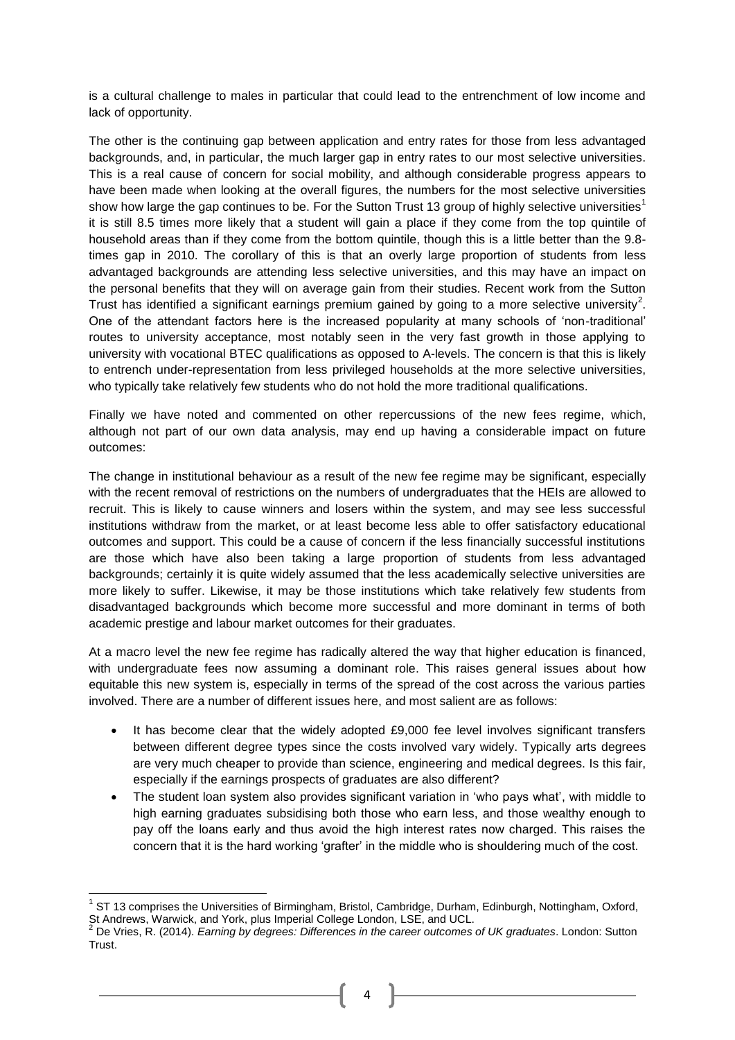is a cultural challenge to males in particular that could lead to the entrenchment of low income and lack of opportunity.

The other is the continuing gap between application and entry rates for those from less advantaged backgrounds, and, in particular, the much larger gap in entry rates to our most selective universities. This is a real cause of concern for social mobility, and although considerable progress appears to have been made when looking at the overall figures, the numbers for the most selective universities show how large the gap continues to be. For the Sutton Trust 13 group of highly selective universities[1] it is still 8.5 times more likely that a student will gain a place if they come from the top quintile of household areas than if they come from the bottom quintile, though this is a little better than the 9.8-times gap in 2010. The corollary of this is that an overly large proportion of students from less advantaged backgrounds are attending less selective universities, and this may have an impact on the personal benefits that they will on average gain from their studies. Recent work from the Sutton Trust has identified a significant earnings premium gained by going to a more selective university[2]. One of the attendant factors here is the increased popularity at many schools of 'non-traditional' routes to university acceptance, most notably seen in the very fast growth in those applying to university with vocational BTEC qualifications as opposed to A-levels. The concern is that this is likely to entrench under-representation from less privileged households at the more selective universities, who typically take relatively few students who do not hold the more traditional qualifications.

Finally we have noted and commented on other repercussions of the new fees regime, which, although not part of our own data analysis, may end up having a considerable impact on future outcomes:

The change in institutional behaviour as a result of the new fee regime may be significant, especially with the recent removal of restrictions on the numbers of undergraduates that the HEIs are allowed to recruit. This is likely to cause winners and losers within the system, and may see less successful institutions withdraw from the market, or at least become less able to offer satisfactory educational outcomes and support. This could be a cause of concern if the less financially successful institutions are those which have also been taking a large proportion of students from less advantaged backgrounds; certainly it is quite widely assumed that the less academically selective universities are more likely to suffer. Likewise, it may be those institutions which take relatively few students from disadvantaged backgrounds which become more successful and more dominant in terms of both academic prestige and labour market outcomes for their graduates.

At a macro level the new fee regime has radically altered the way that higher education is financed, with undergraduate fees now assuming a dominant role. This raises general issues about how equitable this new system is, especially in terms of the spread of the cost across the various parties involved. There are a number of different issues here, and most salient are as follows:

- It has become clear that the widely adopted £9,000 fee level involves significant transfers between different degree types since the costs involved vary widely. Typically arts degrees are very much cheaper to provide than science, engineering and medical degrees. Is this fair, especially if the earnings prospects of graduates are also different?
- The student loan system also provides significant variation in 'who pays what', with middle to high earning graduates subsidising both those who earn less, and those wealthy enough to pay off the loans early and thus avoid the high interest rates now charged. This raises the concern that it is the hard working 'grafter' in the middle who is shouldering much of the cost.

---

[1] ST 13 comprises the Universities of Birmingham, Bristol, Cambridge, Durham, Edinburgh, Nottingham, Oxford, St Andrews, Warwick, and York, plus Imperial College London, LSE, and UCL.

[2] De Vries, R. (2014). *Earning by degrees: Differences in the career outcomes of UK graduates*. London: Sutton Trust.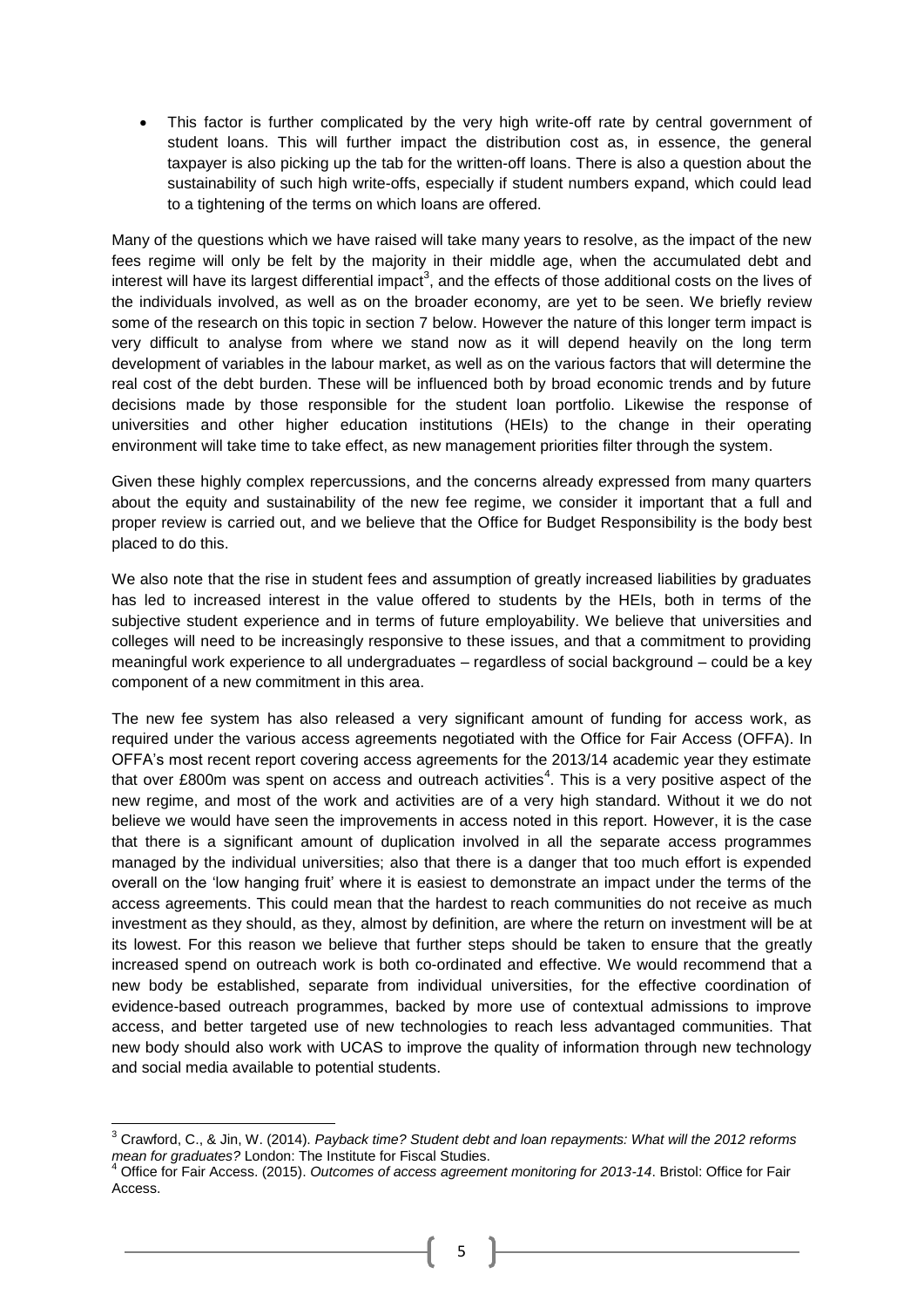- This factor is further complicated by the very high write-off rate by central government of student loans. This will further impact the distribution cost as, in essence, the general taxpayer is also picking up the tab for the written-off loans. There is also a question about the sustainability of such high write-offs, especially if student numbers expand, which could lead to a tightening of the terms on which loans are offered.

Many of the questions which we have raised will take many years to resolve, as the impact of the new fees regime will only be felt by the majority in their middle age, when the accumulated debt and interest will have its largest differential impact[3], and the effects of those additional costs on the lives of the individuals involved, as well as on the broader economy, are yet to be seen. We briefly review some of the research on this topic in section 7 below. However the nature of this longer term impact is very difficult to analyse from where we stand now as it will depend heavily on the long term development of variables in the labour market, as well as on the various factors that will determine the real cost of the debt burden. These will be influenced both by broad economic trends and by future decisions made by those responsible for the student loan portfolio. Likewise the response of universities and other higher education institutions (HEIs) to the change in their operating environment will take time to take effect, as new management priorities filter through the system.

Given these highly complex repercussions, and the concerns already expressed from many quarters about the equity and sustainability of the new fee regime, we consider it important that a full and proper review is carried out, and we believe that the Office for Budget Responsibility is the body best placed to do this.

We also note that the rise in student fees and assumption of greatly increased liabilities by graduates has led to increased interest in the value offered to students by the HEIs, both in terms of the subjective student experience and in terms of future employability. We believe that universities and colleges will need to be increasingly responsive to these issues, and that a commitment to providing meaningful work experience to all undergraduates – regardless of social background – could be a key component of a new commitment in this area.

The new fee system has also released a very significant amount of funding for access work, as required under the various access agreements negotiated with the Office for Fair Access (OFFA). In OFFA's most recent report covering access agreements for the 2013/14 academic year they estimate that over £800m was spent on access and outreach activities[4]. This is a very positive aspect of the new regime, and most of the work and activities are of a very high standard. Without it we do not believe we would have seen the improvements in access noted in this report. However, it is the case that there is a significant amount of duplication involved in all the separate access programmes managed by the individual universities; also that there is a danger that too much effort is expended overall on the 'low hanging fruit' where it is easiest to demonstrate an impact under the terms of the access agreements. This could mean that the hardest to reach communities do not receive as much investment as they should, as they, almost by definition, are where the return on investment will be at its lowest. For this reason we believe that further steps should be taken to ensure that the greatly increased spend on outreach work is both co-ordinated and effective. We would recommend that a new body be established, separate from individual universities, for the effective coordination of evidence-based outreach programmes, backed by more use of contextual admissions to improve access, and better targeted use of new technologies to reach less advantaged communities. That new body should also work with UCAS to improve the quality of information through new technology and social media available to potential students.

---

[3] Crawford, C., & Jin, W. (2014). *Payback time? Student debt and loan repayments: What will the 2012 reforms mean for graduates?* London: The Institute for Fiscal Studies.

[4] Office for Fair Access. (2015). *Outcomes of access agreement monitoring for 2013-14*. Bristol: Office for Fair Access.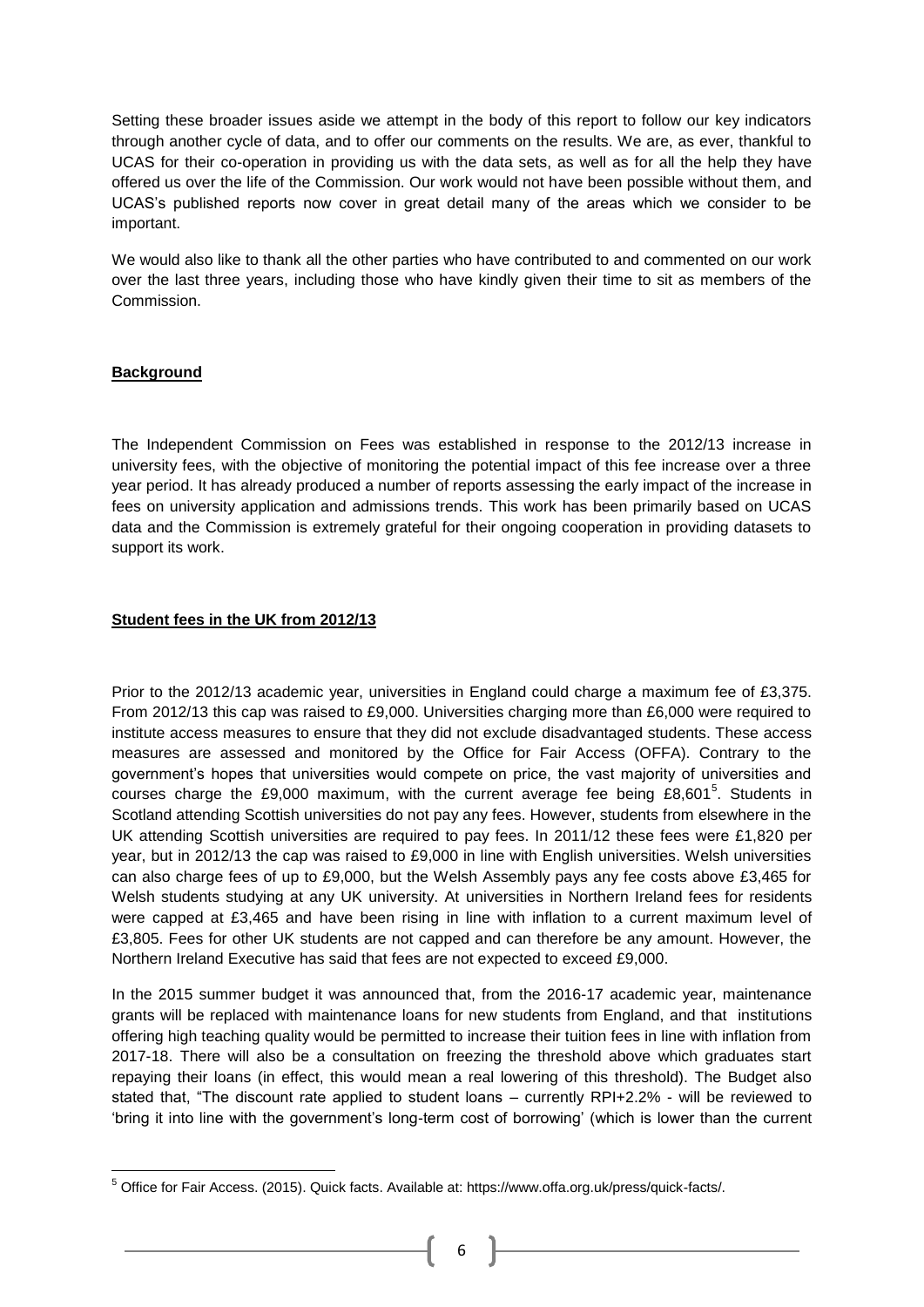Setting these broader issues aside we attempt in the body of this report to follow our key indicators through another cycle of data, and to offer our comments on the results. We are, as ever, thankful to UCAS for their co-operation in providing us with the data sets, as well as for all the help they have offered us over the life of the Commission. Our work would not have been possible without them, and UCAS's published reports now cover in great detail many of the areas which we consider to be important.

We would also like to thank all the other parties who have contributed to and commented on our work over the last three years, including those who have kindly given their time to sit as members of the Commission.

## Background

The Independent Commission on Fees was established in response to the 2012/13 increase in university fees, with the objective of monitoring the potential impact of this fee increase over a three year period. It has already produced a number of reports assessing the early impact of the increase in fees on university application and admissions trends. This work has been primarily based on UCAS data and the Commission is extremely grateful for their ongoing cooperation in providing datasets to support its work.

## Student fees in the UK from 2012/13

Prior to the 2012/13 academic year, universities in England could charge a maximum fee of £3,375. From 2012/13 this cap was raised to £9,000. Universities charging more than £6,000 were required to institute access measures to ensure that they did not exclude disadvantaged students. These access measures are assessed and monitored by the Office for Fair Access (OFFA). Contrary to the government's hopes that universities would compete on price, the vast majority of universities and courses charge the £9,000 maximum, with the current average fee being £8,601[5]. Students in Scotland attending Scottish universities do not pay any fees. However, students from elsewhere in the UK attending Scottish universities are required to pay fees. In 2011/12 these fees were £1,820 per year, but in 2012/13 the cap was raised to £9,000 in line with English universities. Welsh universities can also charge fees of up to £9,000, but the Welsh Assembly pays any fee costs above £3,465 for Welsh students studying at any UK university. At universities in Northern Ireland fees for residents were capped at £3,465 and have been rising in line with inflation to a current maximum level of £3,805. Fees for other UK students are not capped and can therefore be any amount. However, the Northern Ireland Executive has said that fees are not expected to exceed £9,000.

In the 2015 summer budget it was announced that, from the 2016-17 academic year, maintenance grants will be replaced with maintenance loans for new students from England, and that institutions offering high teaching quality would be permitted to increase their tuition fees in line with inflation from 2017-18. There will also be a consultation on freezing the threshold above which graduates start repaying their loans (in effect, this would mean a real lowering of this threshold). The Budget also stated that, "The discount rate applied to student loans – currently RPI+2.2% - will be reviewed to 'bring it into line with the government's long-term cost of borrowing' (which is lower than the current

[5] Office for Fair Access. (2015). Quick facts. Available at: https://www.offa.org.uk/press/quick-facts/.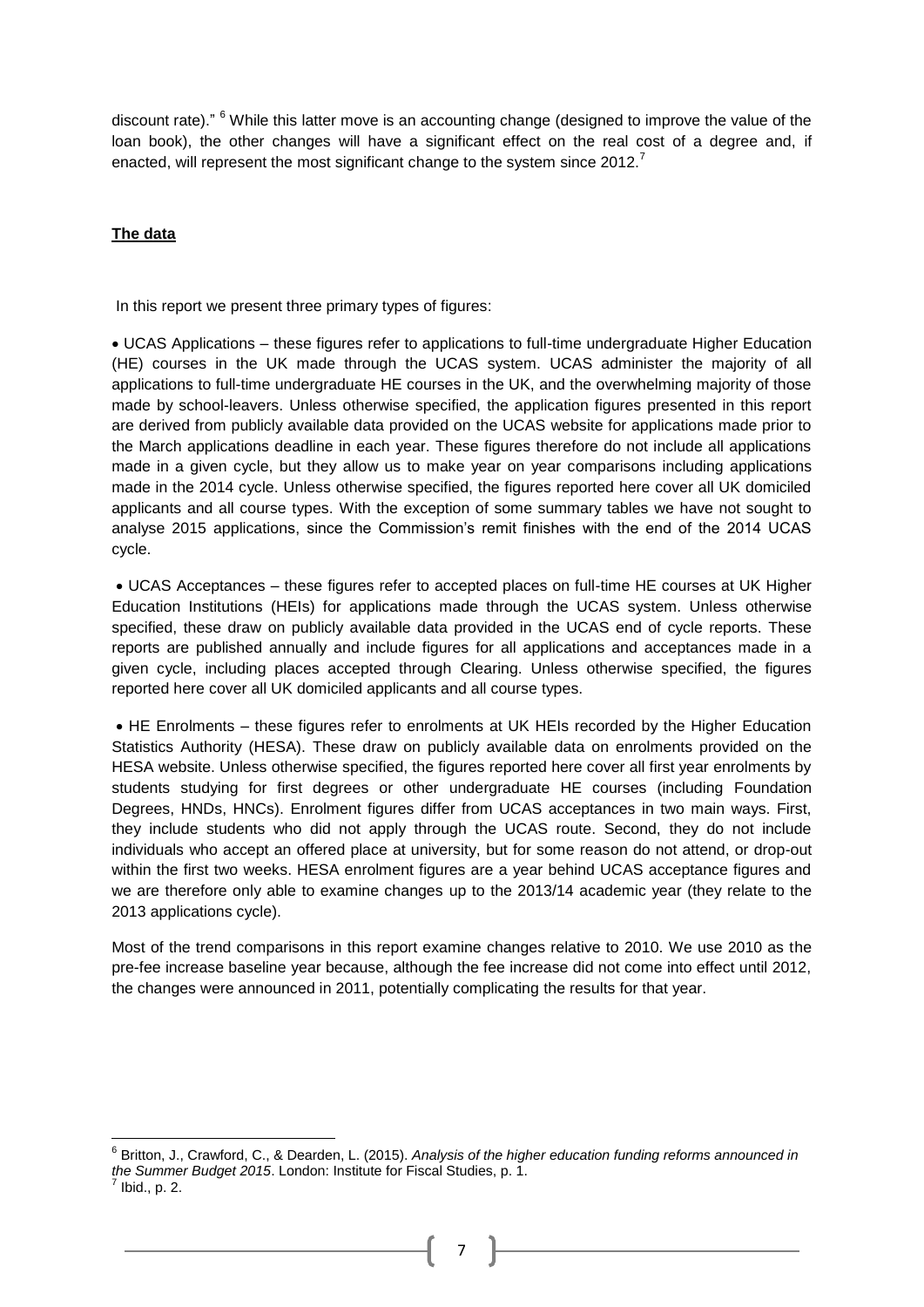discount rate)." [6] While this latter move is an accounting change (designed to improve the value of the loan book), the other changes will have a significant effect on the real cost of a degree and, if enacted, will represent the most significant change to the system since 2012.[7]

## **The data**

In this report we present three primary types of figures:

- UCAS Applications – these figures refer to applications to full-time undergraduate Higher Education (HE) courses in the UK made through the UCAS system. UCAS administer the majority of all applications to full-time undergraduate HE courses in the UK, and the overwhelming majority of those made by school-leavers. Unless otherwise specified, the application figures presented in this report are derived from publicly available data provided on the UCAS website for applications made prior to the March applications deadline in each year. These figures therefore do not include all applications made in a given cycle, but they allow us to make year on year comparisons including applications made in the 2014 cycle. Unless otherwise specified, the figures reported here cover all UK domiciled applicants and all course types. With the exception of some summary tables we have not sought to analyse 2015 applications, since the Commission's remit finishes with the end of the 2014 UCAS cycle.

- UCAS Acceptances – these figures refer to accepted places on full-time HE courses at UK Higher Education Institutions (HEIs) for applications made through the UCAS system. Unless otherwise specified, these draw on publicly available data provided in the UCAS end of cycle reports. These reports are published annually and include figures for all applications and acceptances made in a given cycle, including places accepted through Clearing. Unless otherwise specified, the figures reported here cover all UK domiciled applicants and all course types.

- HE Enrolments – these figures refer to enrolments at UK HEIs recorded by the Higher Education Statistics Authority (HESA). These draw on publicly available data on enrolments provided on the HESA website. Unless otherwise specified, the figures reported here cover all first year enrolments by students studying for first degrees or other undergraduate HE courses (including Foundation Degrees, HNDs, HNCs). Enrolment figures differ from UCAS acceptances in two main ways. First, they include students who did not apply through the UCAS route. Second, they do not include individuals who accept an offered place at university, but for some reason do not attend, or drop-out within the first two weeks. HESA enrolment figures are a year behind UCAS acceptance figures and we are therefore only able to examine changes up to the 2013/14 academic year (they relate to the 2013 applications cycle).

Most of the trend comparisons in this report examine changes relative to 2010. We use 2010 as the pre-fee increase baseline year because, although the fee increase did not come into effect until 2012, the changes were announced in 2011, potentially complicating the results for that year.

---

[6] Britton, J., Crawford, C., & Dearden, L. (2015). *Analysis of the higher education funding reforms announced in the Summer Budget 2015*. London: Institute for Fiscal Studies, p. 1.

[7] Ibid., p. 2.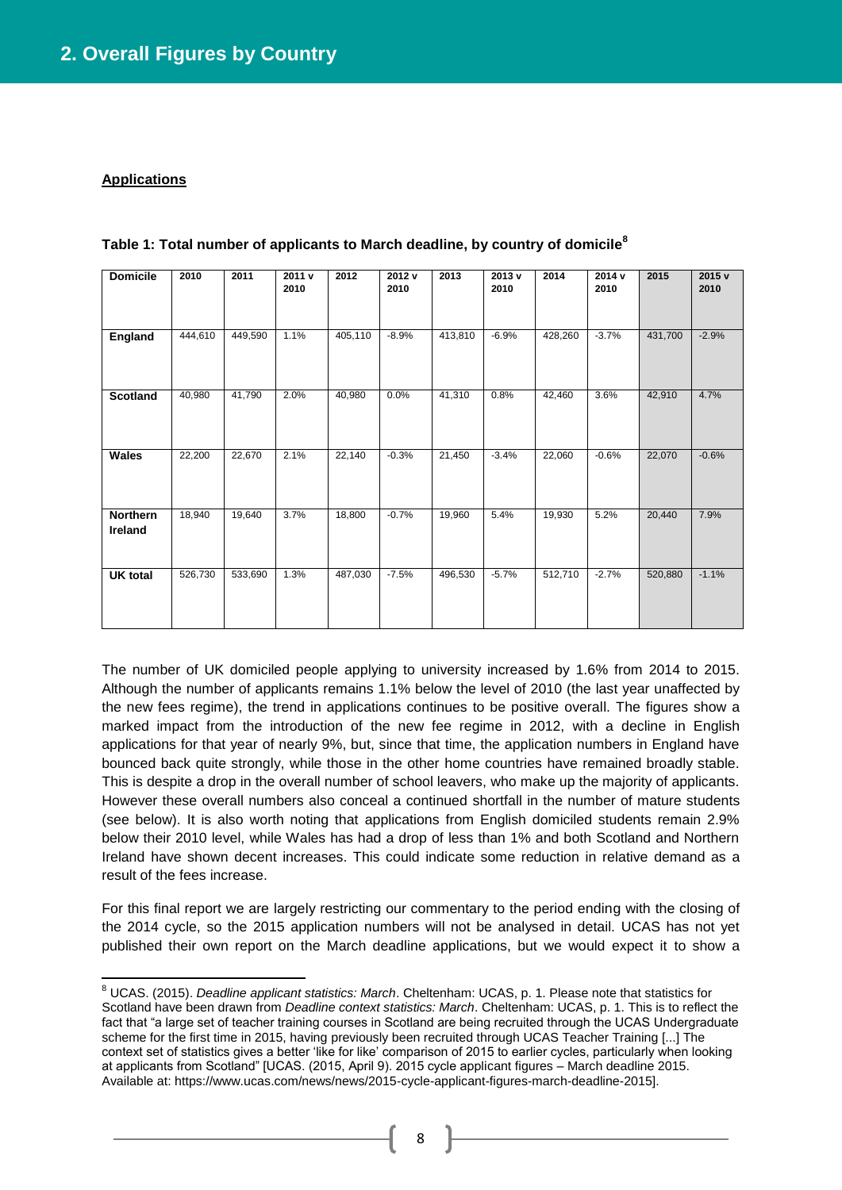## 2. Overall Figures by Country

**Applications**

**Table 1: Total number of applicants to March deadline, by country of domicile[8]**

| Domicile | 2010 | 2011 | 2011 v 2010 | 2012 | 2012 v 2010 | 2013 | 2013 v 2010 | 2014 | 2014 v 2010 | 2015 | 2015 v 2010 |
|---|---|---|---|---|---|---|---|---|---|---|---|
| **England** | 444,610 | 449,590 | 1.1% | 405,110 | -8.9% | 413,810 | -6.9% | 428,260 | -3.7% | 431,700 | -2.9% |
| **Scotland** | 40,980 | 41,790 | 2.0% | 40,980 | 0.0% | 41,310 | 0.8% | 42,460 | 3.6% | 42,910 | 4.7% |
| **Wales** | 22,200 | 22,670 | 2.1% | 22,140 | -0.3% | 21,450 | -3.4% | 22,060 | -0.6% | 22,070 | -0.6% |
| **Northern Ireland** | 18,940 | 19,640 | 3.7% | 18,800 | -0.7% | 19,960 | 5.4% | 19,930 | 5.2% | 20,440 | 7.9% |
| **UK total** | 526,730 | 533,690 | 1.3% | 487,030 | -7.5% | 496,530 | -5.7% | 512,710 | -2.7% | 520,880 | -1.1% |

The number of UK domiciled people applying to university increased by 1.6% from 2014 to 2015. Although the number of applicants remains 1.1% below the level of 2010 (the last year unaffected by the new fees regime), the trend in applications continues to be positive overall. The figures show a marked impact from the introduction of the new fee regime in 2012, with a decline in English applications for that year of nearly 9%, but, since that time, the application numbers in England have bounced back quite strongly, while those in the other home countries have remained broadly stable. This is despite a drop in the overall number of school leavers, who make up the majority of applicants. However these overall numbers also conceal a continued shortfall in the number of mature students (see below). It is also worth noting that applications from English domiciled students remain 2.9% below their 2010 level, while Wales has had a drop of less than 1% and both Scotland and Northern Ireland have shown decent increases. This could indicate some reduction in relative demand as a result of the fees increase.

For this final report we are largely restricting our commentary to the period ending with the closing of the 2014 cycle, so the 2015 application numbers will not be analysed in detail. UCAS has not yet published their own report on the March deadline applications, but we would expect it to show a

[8] UCAS. (2015). *Deadline applicant statistics: March*. Cheltenham: UCAS, p. 1. Please note that statistics for Scotland have been drawn from *Deadline context statistics: March*. Cheltenham: UCAS, p. 1. This is to reflect the fact that "a large set of teacher training courses in Scotland are being recruited through the UCAS Undergraduate scheme for the first time in 2015, having previously been recruited through UCAS Teacher Training [...] The context set of statistics gives a better 'like for like' comparison of 2015 to earlier cycles, particularly when looking at applicants from Scotland" [UCAS. (2015, April 9). 2015 cycle applicant figures – March deadline 2015. Available at: https://www.ucas.com/news/news/2015-cycle-applicant-figures-march-deadline-2015].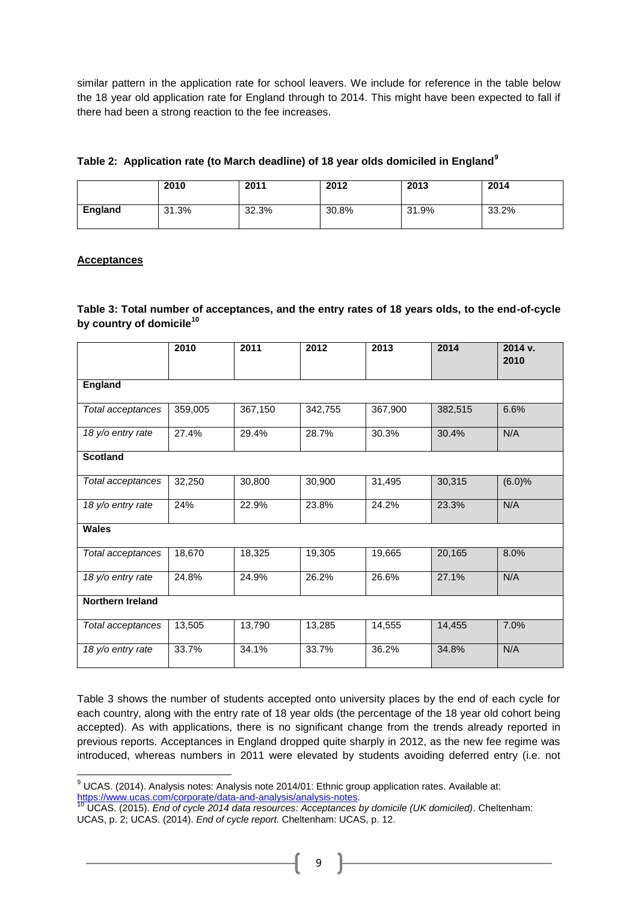similar pattern in the application rate for school leavers. We include for reference in the table below the 18 year old application rate for England through to 2014. This might have been expected to fall if there had been a strong reaction to the fee increases.

**Table 2: Application rate (to March deadline) of 18 year olds domiciled in England[9]**

| | 2010 | 2011 | 2012 | 2013 | 2014 |
|---|---|---|---|---|---|
| **England** | 31.3% | 32.3% | 30.8% | 31.9% | 33.2% |

**Acceptances**

**Table 3: Total number of acceptances, and the entry rates of 18 years olds, to the end-of-cycle by country of domicile[10]**

| | 2010 | 2011 | 2012 | 2013 | 2014 | 2014 v. 2010 |
|---|---|---|---|---|---|---|
| **England** | | | | | | |
| *Total acceptances* | 359,005 | 367,150 | 342,755 | 367,900 | 382,515 | 6.6% |
| *18 y/o entry rate* | 27.4% | 29.4% | 28.7% | 30.3% | 30.4% | N/A |
| **Scotland** | | | | | | |
| *Total acceptances* | 32,250 | 30,800 | 30,900 | 31,495 | 30,315 | (6.0)% |
| *18 y/o entry rate* | 24% | 22.9% | 23.8% | 24.2% | 23.3% | N/A |
| **Wales** | | | | | | |
| *Total acceptances* | 18,670 | 18,325 | 19,305 | 19,665 | 20,165 | 8.0% |
| *18 y/o entry rate* | 24.8% | 24.9% | 26.2% | 26.6% | 27.1% | N/A |
| **Northern Ireland** | | | | | | |
| *Total acceptances* | 13,505 | 13,790 | 13,285 | 14,555 | 14,455 | 7.0% |
| *18 y/o entry rate* | 33.7% | 34.1% | 33.7% | 36.2% | 34.8% | N/A |

Table 3 shows the number of students accepted onto university places by the end of each cycle for each country, along with the entry rate of 18 year olds (the percentage of the 18 year old cohort being accepted). As with applications, there is no significant change from the trends already reported in previous reports. Acceptances in England dropped quite sharply in 2012, as the new fee regime was introduced, whereas numbers in 2011 were elevated by students avoiding deferred entry (i.e. not

---

[9] UCAS. (2014). Analysis notes: Analysis note 2014/01: Ethnic group application rates. Available at: https://www.ucas.com/corporate/data-and-analysis/analysis-notes.

[10] UCAS. (2015). *End of cycle 2014 data resources: Acceptances by domicile (UK domiciled)*. Cheltenham: UCAS, p. 2; UCAS. (2014). *End of cycle report*. Cheltenham: UCAS, p. 12.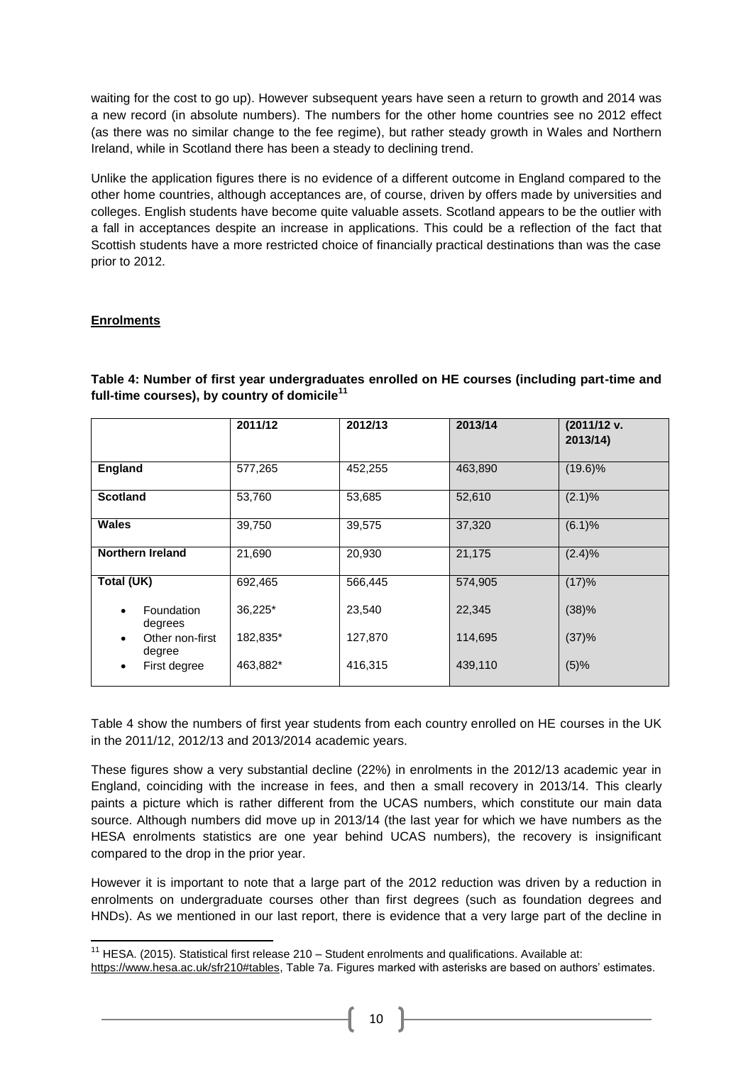waiting for the cost to go up). However subsequent years have seen a return to growth and 2014 was a new record (in absolute numbers). The numbers for the other home countries see no 2012 effect (as there was no similar change to the fee regime), but rather steady growth in Wales and Northern Ireland, while in Scotland there has been a steady to declining trend.

Unlike the application figures there is no evidence of a different outcome in England compared to the other home countries, although acceptances are, of course, driven by offers made by universities and colleges. English students have become quite valuable assets. Scotland appears to be the outlier with a fall in acceptances despite an increase in applications. This could be a reflection of the fact that Scottish students have a more restricted choice of financially practical destinations than was the case prior to 2012.

## Enrolments

**Table 4: Number of first year undergraduates enrolled on HE courses (including part-time and full-time courses), by country of domicile[11]**

| | 2011/12 | 2012/13 | 2013/14 | (2011/12 v. 2013/14) |
|---|---|---|---|---|
| **England** | 577,265 | 452,255 | 463,890 | (19.6)% |
| **Scotland** | 53,760 | 53,685 | 52,610 | (2.1)% |
| **Wales** | 39,750 | 39,575 | 37,320 | (6.1)% |
| **Northern Ireland** | 21,690 | 20,930 | 21,175 | (2.4)% |
| **Total (UK)** | 692,465 | 566,445 | 574,905 | (17)% |
| • Foundation degrees | 36,225* | 23,540 | 22,345 | (38)% |
| • Other non-first degree | 182,835* | 127,870 | 114,695 | (37)% |
| • First degree | 463,882* | 416,315 | 439,110 | (5)% |

Table 4 show the numbers of first year students from each country enrolled on HE courses in the UK in the 2011/12, 2012/13 and 2013/2014 academic years.

These figures show a very substantial decline (22%) in enrolments in the 2012/13 academic year in England, coinciding with the increase in fees, and then a small recovery in 2013/14. This clearly paints a picture which is rather different from the UCAS numbers, which constitute our main data source. Although numbers did move up in 2013/14 (the last year for which we have numbers as the HESA enrolments statistics are one year behind UCAS numbers), the recovery is insignificant compared to the drop in the prior year.

However it is important to note that a large part of the 2012 reduction was driven by a reduction in enrolments on undergraduate courses other than first degrees (such as foundation degrees and HNDs). As we mentioned in our last report, there is evidence that a very large part of the decline in

[11] HESA. (2015). Statistical first release 210 – Student enrolments and qualifications. Available at: https://www.hesa.ac.uk/sfr210#tables, Table 7a. Figures marked with asterisks are based on authors' estimates.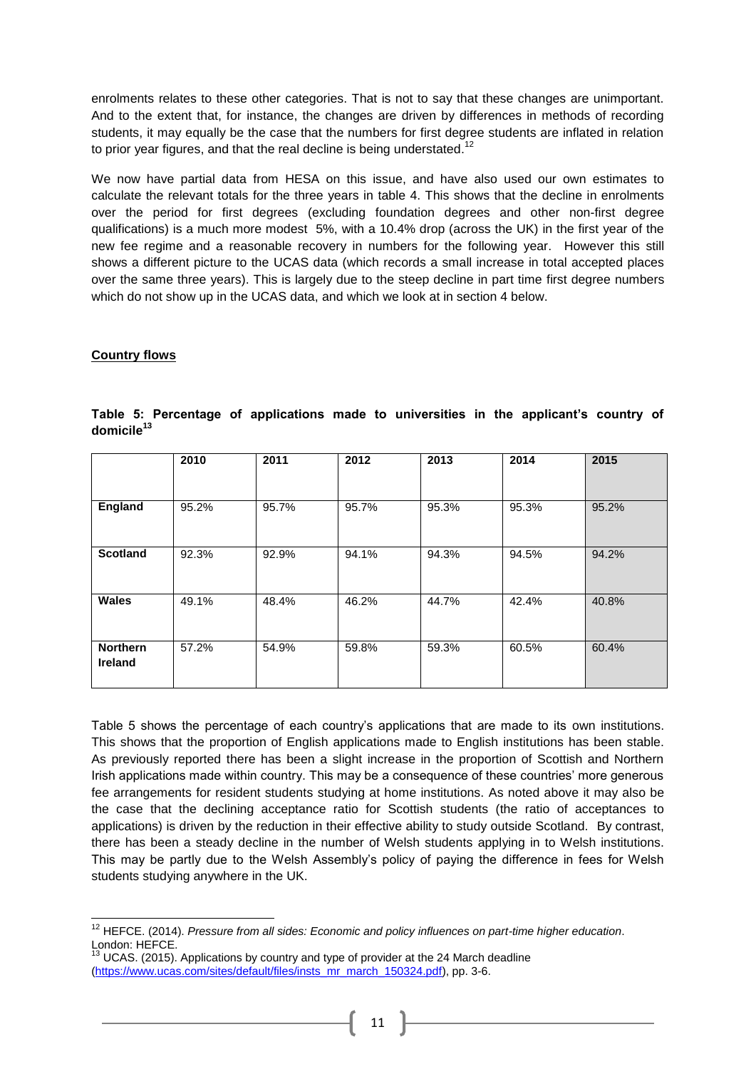enrolments relates to these other categories. That is not to say that these changes are unimportant. And to the extent that, for instance, the changes are driven by differences in methods of recording students, it may equally be the case that the numbers for first degree students are inflated in relation to prior year figures, and that the real decline is being understated.[12]

We now have partial data from HESA on this issue, and have also used our own estimates to calculate the relevant totals for the three years in table 4. This shows that the decline in enrolments over the period for first degrees (excluding foundation degrees and other non-first degree qualifications) is a much more modest 5%, with a 10.4% drop (across the UK) in the first year of the new fee regime and a reasonable recovery in numbers for the following year. However this still shows a different picture to the UCAS data (which records a small increase in total accepted places over the same three years). This is largely due to the steep decline in part time first degree numbers which do not show up in the UCAS data, and which we look at in section 4 below.

## Country flows

**Table 5: Percentage of applications made to universities in the applicant's country of domicile[13]**

| | 2010 | 2011 | 2012 | 2013 | 2014 | 2015 |
|---|---|---|---|---|---|---|
| **England** | 95.2% | 95.7% | 95.7% | 95.3% | 95.3% | 95.2% |
| **Scotland** | 92.3% | 92.9% | 94.1% | 94.3% | 94.5% | 94.2% |
| **Wales** | 49.1% | 48.4% | 46.2% | 44.7% | 42.4% | 40.8% |
| **Northern Ireland** | 57.2% | 54.9% | 59.8% | 59.3% | 60.5% | 60.4% |

Table 5 shows the percentage of each country's applications that are made to its own institutions. This shows that the proportion of English applications made to English institutions has been stable. As previously reported there has been a slight increase in the proportion of Scottish and Northern Irish applications made within country. This may be a consequence of these countries' more generous fee arrangements for resident students studying at home institutions. As noted above it may also be the case that the declining acceptance ratio for Scottish students (the ratio of acceptances to applications) is driven by the reduction in their effective ability to study outside Scotland. By contrast, there has been a steady decline in the number of Welsh students applying in to Welsh institutions. This may be partly due to the Welsh Assembly's policy of paying the difference in fees for Welsh students studying anywhere in the UK.

---

[12] HEFCE. (2014). *Pressure from all sides: Economic and policy influences on part-time higher education*. London: HEFCE.

[13] UCAS. (2015). Applications by country and type of provider at the 24 March deadline (https://www.ucas.com/sites/default/files/insts_mr_march_150324.pdf), pp. 3-6.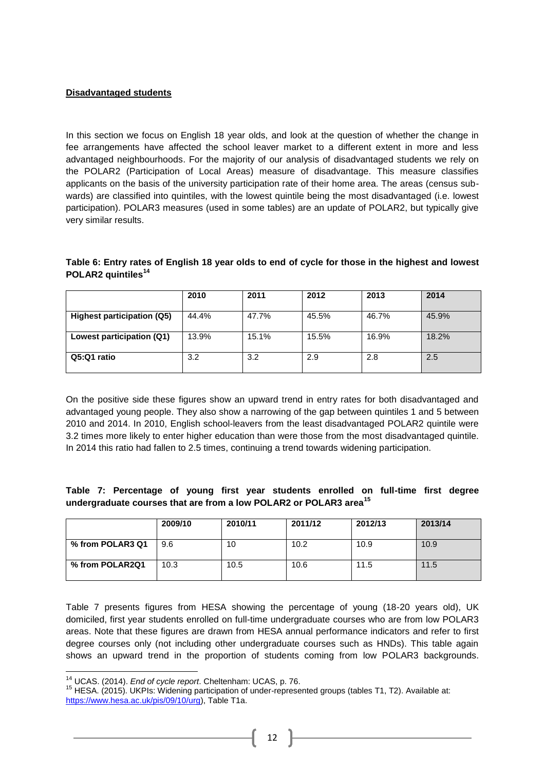**Disadvantaged students**

In this section we focus on English 18 year olds, and look at the question of whether the change in fee arrangements have affected the school leaver market to a different extent in more and less advantaged neighbourhoods. For the majority of our analysis of disadvantaged students we rely on the POLAR2 (Participation of Local Areas) measure of disadvantage. This measure classifies applicants on the basis of the university participation rate of their home area. The areas (census sub-wards) are classified into quintiles, with the lowest quintile being the most disadvantaged (i.e. lowest participation). POLAR3 measures (used in some tables) are an update of POLAR2, but typically give very similar results.

**Table 6: Entry rates of English 18 year olds to end of cycle for those in the highest and lowest POLAR2 quintiles[14]**

| | 2010 | 2011 | 2012 | 2013 | 2014 |
|---|---|---|---|---|---|
| **Highest participation (Q5)** | 44.4% | 47.7% | 45.5% | 46.7% | 45.9% |
| **Lowest participation (Q1)** | 13.9% | 15.1% | 15.5% | 16.9% | 18.2% |
| **Q5:Q1 ratio** | 3.2 | 3.2 | 2.9 | 2.8 | 2.5 |

On the positive side these figures show an upward trend in entry rates for both disadvantaged and advantaged young people. They also show a narrowing of the gap between quintiles 1 and 5 between 2010 and 2014. In 2010, English school-leavers from the least disadvantaged POLAR2 quintile were 3.2 times more likely to enter higher education than were those from the most disadvantaged quintile. In 2014 this ratio had fallen to 2.5 times, continuing a trend towards widening participation.

**Table 7: Percentage of young first year students enrolled on full-time first degree undergraduate courses that are from a low POLAR2 or POLAR3 area[15]**

| | 2009/10 | 2010/11 | 2011/12 | 2012/13 | 2013/14 |
|---|---|---|---|---|---|
| **% from POLAR3 Q1** | 9.6 | 10 | 10.2 | 10.9 | 10.9 |
| **% from POLAR2Q1** | 10.3 | 10.5 | 10.6 | 11.5 | 11.5 |

Table 7 presents figures from HESA showing the percentage of young (18-20 years old), UK domiciled, first year students enrolled on full-time undergraduate courses who are from low POLAR3 areas. Note that these figures are drawn from HESA annual performance indicators and refer to first degree courses only (not including other undergraduate courses such as HNDs). This table again shows an upward trend in the proportion of students coming from low POLAR3 backgrounds.

---

[14] UCAS. (2014). *End of cycle report*. Cheltenham: UCAS, p. 76.

[15] HESA. (2015). UKPIs: Widening participation of under-represented groups (tables T1, T2). Available at: https://www.hesa.ac.uk/pis/09/10/urg), Table T1a.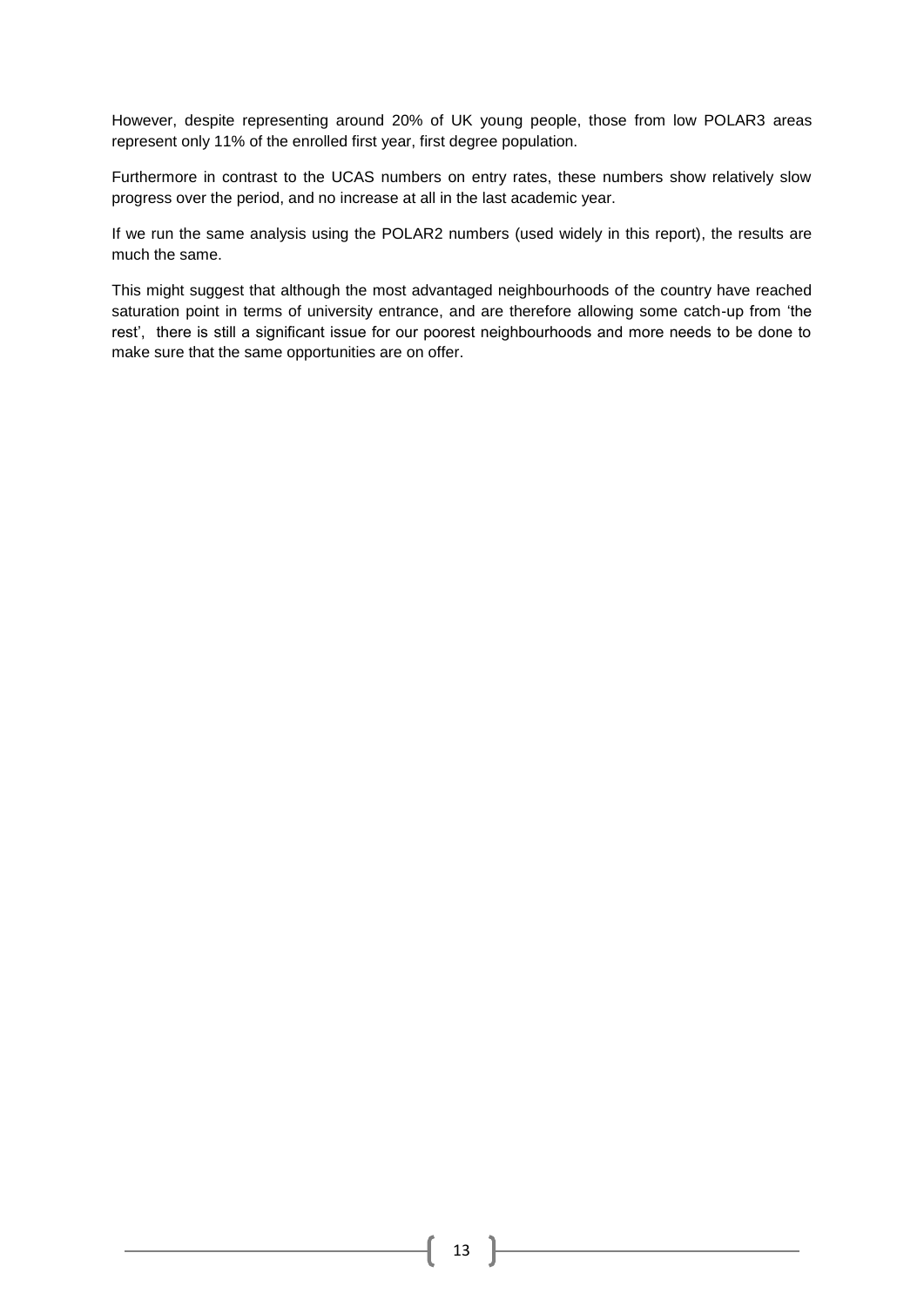However, despite representing around 20% of UK young people, those from low POLAR3 areas represent only 11% of the enrolled first year, first degree population.

Furthermore in contrast to the UCAS numbers on entry rates, these numbers show relatively slow progress over the period, and no increase at all in the last academic year.

If we run the same analysis using the POLAR2 numbers (used widely in this report), the results are much the same.

This might suggest that although the most advantaged neighbourhoods of the country have reached saturation point in terms of university entrance, and are therefore allowing some catch-up from 'the rest', there is still a significant issue for our poorest neighbourhoods and more needs to be done to make sure that the same opportunities are on offer.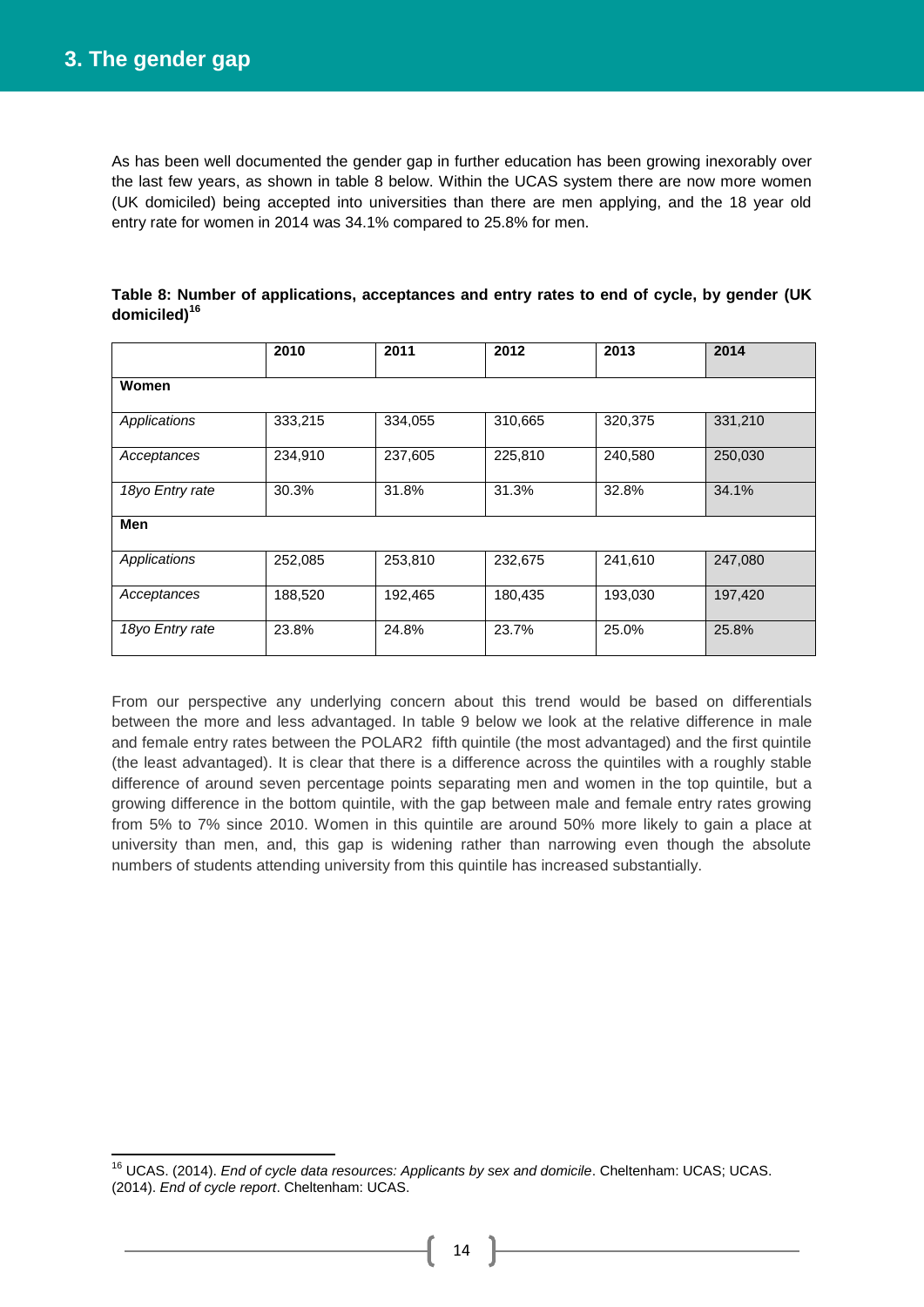## 3. The gender gap

As has been well documented the gender gap in further education has been growing inexorably over the last few years, as shown in table 8 below. Within the UCAS system there are now more women (UK domiciled) being accepted into universities than there are men applying, and the 18 year old entry rate for women in 2014 was 34.1% compared to 25.8% for men.

**Table 8: Number of applications, acceptances and entry rates to end of cycle, by gender (UK domiciled)[16]**

| | 2010 | 2011 | 2012 | 2013 | 2014 |
|---|---|---|---|---|---|
| **Women** | | | | | |
| *Applications* | 333,215 | 334,055 | 310,665 | 320,375 | 331,210 |
| *Acceptances* | 234,910 | 237,605 | 225,810 | 240,580 | 250,030 |
| *18yo Entry rate* | 30.3% | 31.8% | 31.3% | 32.8% | 34.1% |
| **Men** | | | | | |
| *Applications* | 252,085 | 253,810 | 232,675 | 241,610 | 247,080 |
| *Acceptances* | 188,520 | 192,465 | 180,435 | 193,030 | 197,420 |
| *18yo Entry rate* | 23.8% | 24.8% | 23.7% | 25.0% | 25.8% |

From our perspective any underlying concern about this trend would be based on differentials between the more and less advantaged. In table 9 below we look at the relative difference in male and female entry rates between the POLAR2 fifth quintile (the most advantaged) and the first quintile (the least advantaged). It is clear that there is a difference across the quintiles with a roughly stable difference of around seven percentage points separating men and women in the top quintile, but a growing difference in the bottom quintile, with the gap between male and female entry rates growing from 5% to 7% since 2010. Women in this quintile are around 50% more likely to gain a place at university than men, and, this gap is widening rather than narrowing even though the absolute numbers of students attending university from this quintile has increased substantially.

[16] UCAS. (2014). *End of cycle data resources: Applicants by sex and domicile*. Cheltenham: UCAS; UCAS. (2014). *End of cycle report*. Cheltenham: UCAS.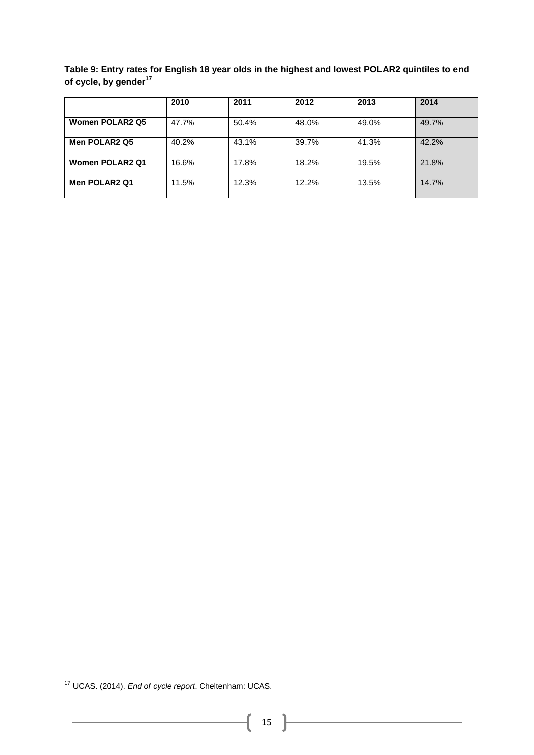**Table 9: Entry rates for English 18 year olds in the highest and lowest POLAR2 quintiles to end of cycle, by gender**[17]

| | 2010 | 2011 | 2012 | 2013 | 2014 |
|---|---|---|---|---|---|
| **Women POLAR2 Q5** | 47.7% | 50.4% | 48.0% | 49.0% | 49.7% |
| **Men POLAR2 Q5** | 40.2% | 43.1% | 39.7% | 41.3% | 42.2% |
| **Women POLAR2 Q1** | 16.6% | 17.8% | 18.2% | 19.5% | 21.8% |
| **Men POLAR2 Q1** | 11.5% | 12.3% | 12.2% | 13.5% | 14.7% |

[17] UCAS. (2014). *End of cycle report*. Cheltenham: UCAS.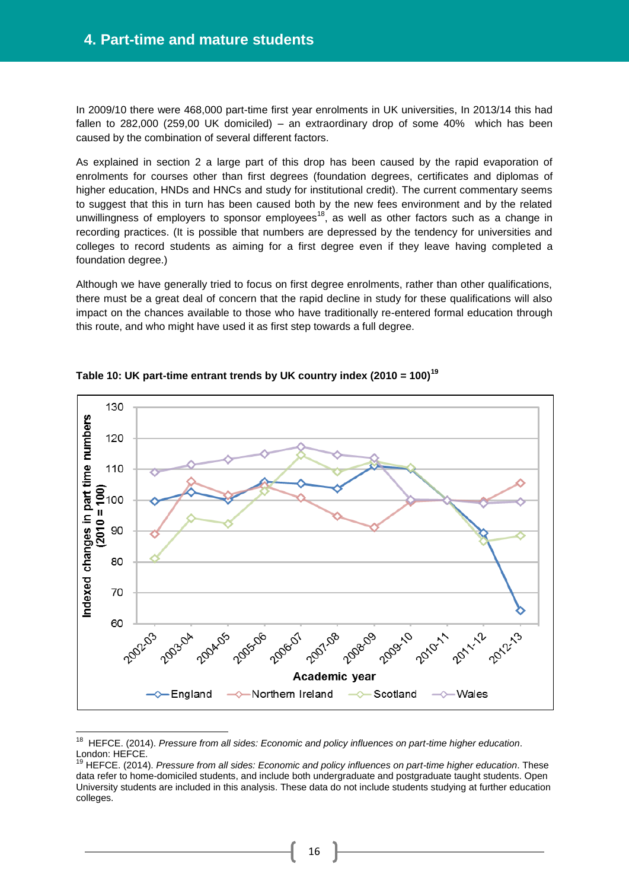## 4. Part-time and mature students

In 2009/10 there were 468,000 part-time first year enrolments in UK universities, In 2013/14 this had fallen to 282,000 (259,00 UK domiciled) – an extraordinary drop of some 40% which has been caused by the combination of several different factors.

As explained in section 2 a large part of this drop has been caused by the rapid evaporation of enrolments for courses other than first degrees (foundation degrees, certificates and diplomas of higher education, HNDs and HNCs and study for institutional credit). The current commentary seems to suggest that this in turn has been caused both by the new fees environment and by the related unwillingness of employers to sponsor employees[18], as well as other factors such as a change in recording practices. (It is possible that numbers are depressed by the tendency for universities and colleges to record students as aiming for a first degree even if they leave having completed a foundation degree.)

Although we have generally tried to focus on first degree enrolments, rather than other qualifications, there must be a great deal of concern that the rapid decline in study for these qualifications will also impact on the chances available to those who have traditionally re-entered formal education through this route, and who might have used it as first step towards a full degree.

**Table 10: UK part-time entrant trends by UK country index (2010 = 100)[19]**

[18] HEFCE. (2014). *Pressure from all sides: Economic and policy influences on part-time higher education*. London: HEFCE.

[19] HEFCE. (2014). *Pressure from all sides: Economic and policy influences on part-time higher education*. These data refer to home-domiciled students, and include both undergraduate and postgraduate taught students. Open University students are included in this analysis. These data do not include students studying at further education colleges.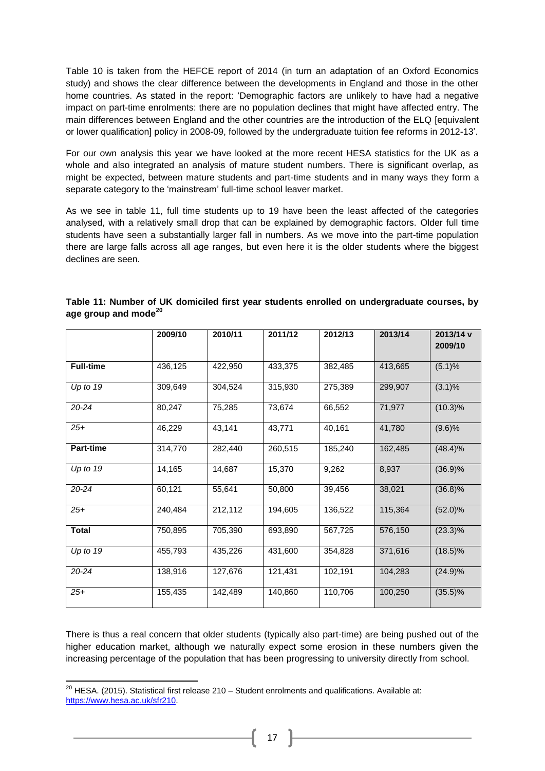Table 10 is taken from the HEFCE report of 2014 (in turn an adaptation of an Oxford Economics study) and shows the clear difference between the developments in England and those in the other home countries. As stated in the report: 'Demographic factors are unlikely to have had a negative impact on part-time enrolments: there are no population declines that might have affected entry. The main differences between England and the other countries are the introduction of the ELQ [equivalent or lower qualification] policy in 2008-09, followed by the undergraduate tuition fee reforms in 2012-13'.

For our own analysis this year we have looked at the more recent HESA statistics for the UK as a whole and also integrated an analysis of mature student numbers. There is significant overlap, as might be expected, between mature students and part-time students and in many ways they form a separate category to the 'mainstream' full-time school leaver market.

As we see in table 11, full time students up to 19 have been the least affected of the categories analysed, with a relatively small drop that can be explained by demographic factors. Older full time students have seen a substantially larger fall in numbers. As we move into the part-time population there are large falls across all age ranges, but even here it is the older students where the biggest declines are seen.

**Table 11: Number of UK domiciled first year students enrolled on undergraduate courses, by age group and mode[20]**

| | 2009/10 | 2010/11 | 2011/12 | 2012/13 | 2013/14 | 2013/14 v 2009/10 |
|---|---|---|---|---|---|---|
| **Full-time** | 436,125 | 422,950 | 433,375 | 382,485 | 413,665 | (5.1)% |
| *Up to 19* | 309,649 | 304,524 | 315,930 | 275,389 | 299,907 | (3.1)% |
| *20-24* | 80,247 | 75,285 | 73,674 | 66,552 | 71,977 | (10.3)% |
| *25+* | 46,229 | 43,141 | 43,771 | 40,161 | 41,780 | (9.6)% |
| **Part-time** | 314,770 | 282,440 | 260,515 | 185,240 | 162,485 | (48.4)% |
| *Up to 19* | 14,165 | 14,687 | 15,370 | 9,262 | 8,937 | (36.9)% |
| *20-24* | 60,121 | 55,641 | 50,800 | 39,456 | 38,021 | (36.8)% |
| *25+* | 240,484 | 212,112 | 194,605 | 136,522 | 115,364 | (52.0)% |
| **Total** | 750,895 | 705,390 | 693,890 | 567,725 | 576,150 | (23.3)% |
| *Up to 19* | 455,793 | 435,226 | 431,600 | 354,828 | 371,616 | (18.5)% |
| *20-24* | 138,916 | 127,676 | 121,431 | 102,191 | 104,283 | (24.9)% |
| *25+* | 155,435 | 142,489 | 140,860 | 110,706 | 100,250 | (35.5)% |

There is thus a real concern that older students (typically also part-time) are being pushed out of the higher education market, although we naturally expect some erosion in these numbers given the increasing percentage of the population that has been progressing to university directly from school.

[20] HESA. (2015). Statistical first release 210 – Student enrolments and qualifications. Available at: https://www.hesa.ac.uk/sfr210.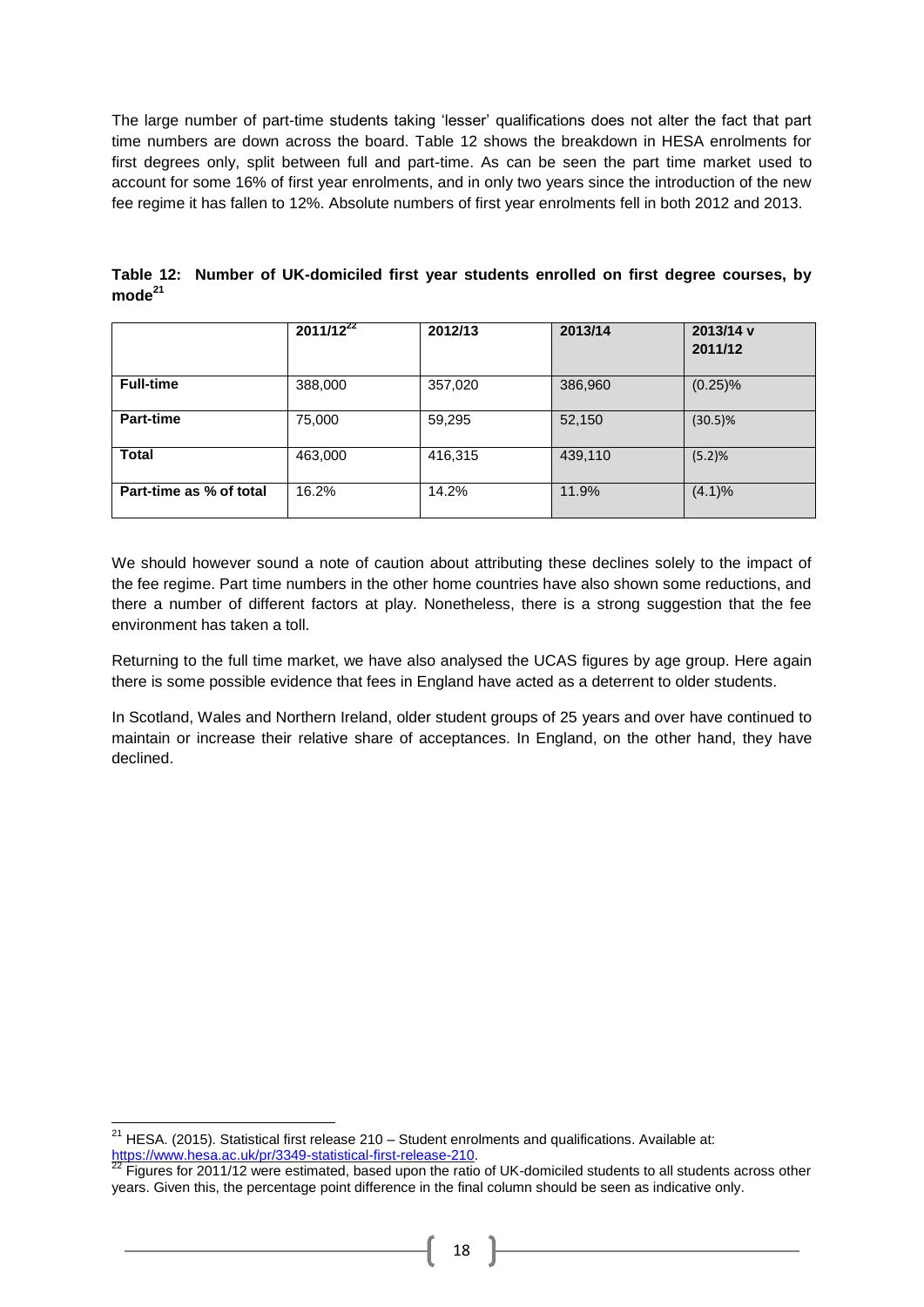The large number of part-time students taking 'lesser' qualifications does not alter the fact that part time numbers are down across the board. Table 12 shows the breakdown in HESA enrolments for first degrees only, split between full and part-time. As can be seen the part time market used to account for some 16% of first year enrolments, and in only two years since the introduction of the new fee regime it has fallen to 12%. Absolute numbers of first year enrolments fell in both 2012 and 2013.

**Table 12: Number of UK-domiciled first year students enrolled on first degree courses, by mode**[21]

| | 2011/12[22] | 2012/13 | 2013/14 | 2013/14 v 2011/12 |
|---|---|---|---|---|
| **Full-time** | 388,000 | 357,020 | 386,960 | (0.25)% |
| **Part-time** | 75,000 | 59,295 | 52,150 | (30.5)% |
| **Total** | 463,000 | 416,315 | 439,110 | (5.2)% |
| **Part-time as % of total** | 16.2% | 14.2% | 11.9% | (4.1)% |

We should however sound a note of caution about attributing these declines solely to the impact of the fee regime. Part time numbers in the other home countries have also shown some reductions, and there a number of different factors at play. Nonetheless, there is a strong suggestion that the fee environment has taken a toll.

Returning to the full time market, we have also analysed the UCAS figures by age group. Here again there is some possible evidence that fees in England have acted as a deterrent to older students.

In Scotland, Wales and Northern Ireland, older student groups of 25 years and over have continued to maintain or increase their relative share of acceptances. In England, on the other hand, they have declined.

---

[21] HESA. (2015). Statistical first release 210 – Student enrolments and qualifications. Available at: https://www.hesa.ac.uk/pr/3349-statistical-first-release-210.

[22] Figures for 2011/12 were estimated, based upon the ratio of UK-domiciled students to all students across other years. Given this, the percentage point difference in the final column should be seen as indicative only.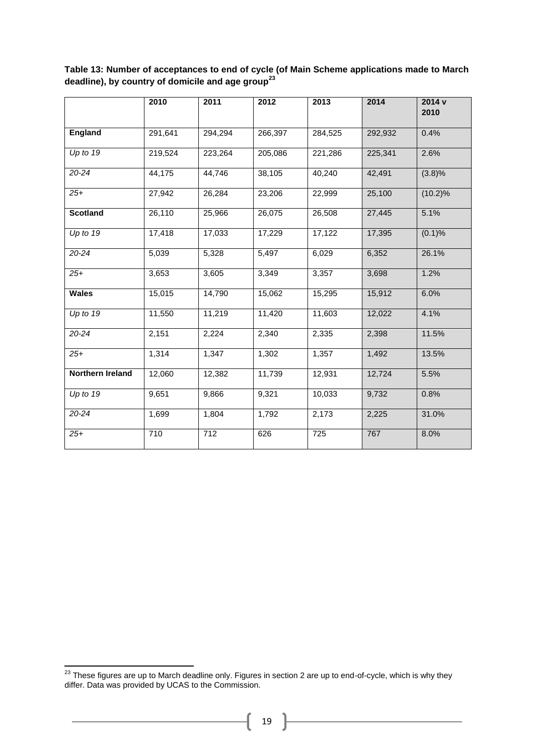**Table 13: Number of acceptances to end of cycle (of Main Scheme applications made to March deadline), by country of domicile and age group[23]**

| | 2010 | 2011 | 2012 | 2013 | 2014 | 2014 v 2010 |
|---|---|---|---|---|---|---|
| **England** | 291,641 | 294,294 | 266,397 | 284,525 | 292,932 | 0.4% |
| *Up to 19* | 219,524 | 223,264 | 205,086 | 221,286 | 225,341 | 2.6% |
| *20-24* | 44,175 | 44,746 | 38,105 | 40,240 | 42,491 | (3.8)% |
| *25+* | 27,942 | 26,284 | 23,206 | 22,999 | 25,100 | (10.2)% |
| **Scotland** | 26,110 | 25,966 | 26,075 | 26,508 | 27,445 | 5.1% |
| *Up to 19* | 17,418 | 17,033 | 17,229 | 17,122 | 17,395 | (0.1)% |
| *20-24* | 5,039 | 5,328 | 5,497 | 6,029 | 6,352 | 26.1% |
| *25+* | 3,653 | 3,605 | 3,349 | 3,357 | 3,698 | 1.2% |
| **Wales** | 15,015 | 14,790 | 15,062 | 15,295 | 15,912 | 6.0% |
| *Up to 19* | 11,550 | 11,219 | 11,420 | 11,603 | 12,022 | 4.1% |
| *20-24* | 2,151 | 2,224 | 2,340 | 2,335 | 2,398 | 11.5% |
| *25+* | 1,314 | 1,347 | 1,302 | 1,357 | 1,492 | 13.5% |
| **Northern Ireland** | 12,060 | 12,382 | 11,739 | 12,931 | 12,724 | 5.5% |
| *Up to 19* | 9,651 | 9,866 | 9,321 | 10,033 | 9,732 | 0.8% |
| *20-24* | 1,699 | 1,804 | 1,792 | 2,173 | 2,225 | 31.0% |
| *25+* | 710 | 712 | 626 | 725 | 767 | 8.0% |

[23] These figures are up to March deadline only. Figures in section 2 are up to end-of-cycle, which is why they differ. Data was provided by UCAS to the Commission.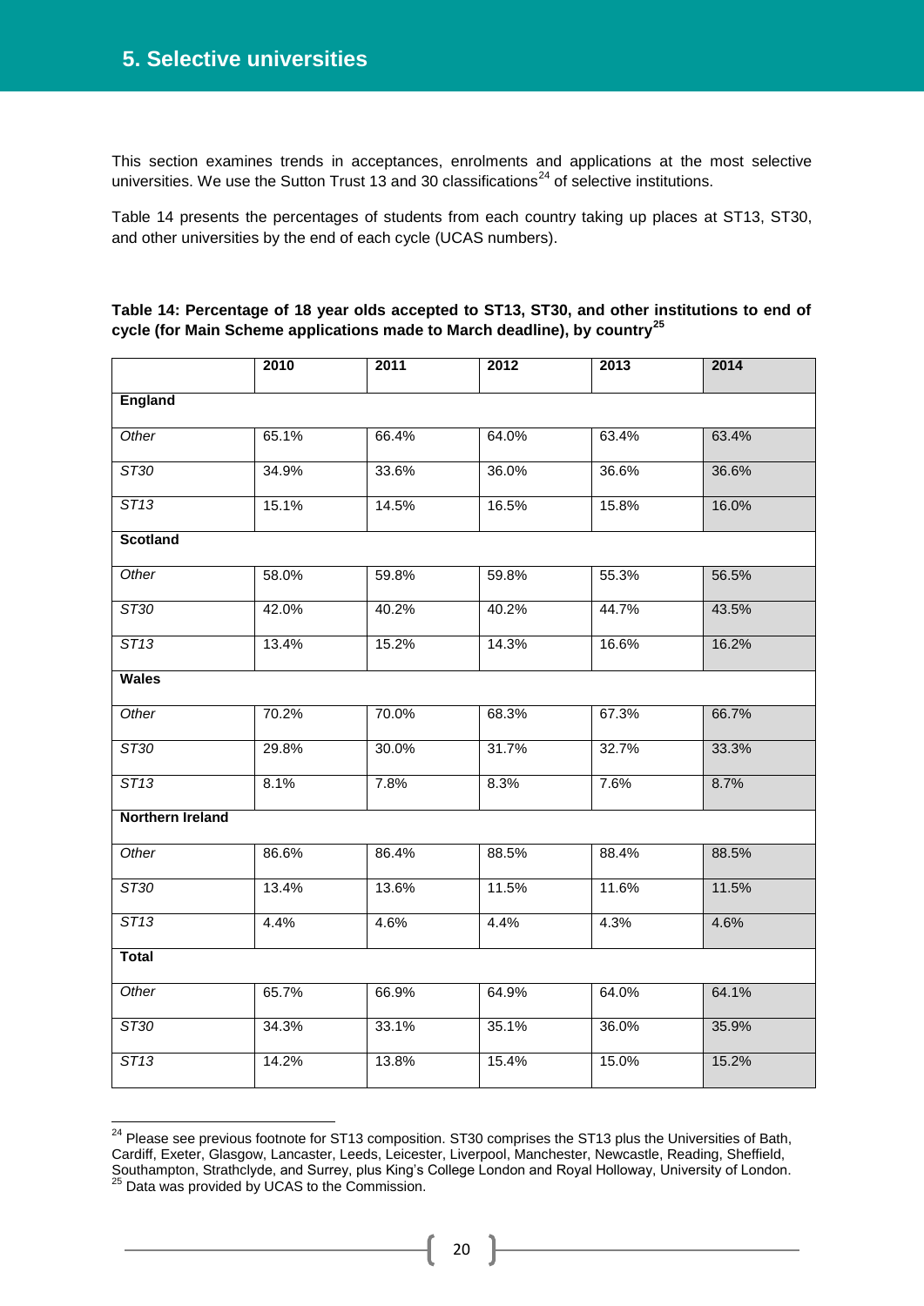## 5. Selective universities

This section examines trends in acceptances, enrolments and applications at the most selective universities. We use the Sutton Trust 13 and 30 classifications[24] of selective institutions.

Table 14 presents the percentages of students from each country taking up places at ST13, ST30, and other universities by the end of each cycle (UCAS numbers).

**Table 14: Percentage of 18 year olds accepted to ST13, ST30, and other institutions to end of cycle (for Main Scheme applications made to March deadline), by country[25]**

| | 2010 | 2011 | 2012 | 2013 | 2014 |
|---|---|---|---|---|---|
| **England** | | | | | |
| *Other* | 65.1% | 66.4% | 64.0% | 63.4% | 63.4% |
| *ST30* | 34.9% | 33.6% | 36.0% | 36.6% | 36.6% |
| *ST13* | 15.1% | 14.5% | 16.5% | 15.8% | 16.0% |
| **Scotland** | | | | | |
| *Other* | 58.0% | 59.8% | 59.8% | 55.3% | 56.5% |
| *ST30* | 42.0% | 40.2% | 40.2% | 44.7% | 43.5% |
| *ST13* | 13.4% | 15.2% | 14.3% | 16.6% | 16.2% |
| **Wales** | | | | | |
| *Other* | 70.2% | 70.0% | 68.3% | 67.3% | 66.7% |
| *ST30* | 29.8% | 30.0% | 31.7% | 32.7% | 33.3% |
| *ST13* | 8.1% | 7.8% | 8.3% | 7.6% | 8.7% |
| **Northern Ireland** | | | | | |
| *Other* | 86.6% | 86.4% | 88.5% | 88.4% | 88.5% |
| *ST30* | 13.4% | 13.6% | 11.5% | 11.6% | 11.5% |
| *ST13* | 4.4% | 4.6% | 4.4% | 4.3% | 4.6% |
| **Total** | | | | | |
| *Other* | 65.7% | 66.9% | 64.9% | 64.0% | 64.1% |
| *ST30* | 34.3% | 33.1% | 35.1% | 36.0% | 35.9% |
| *ST13* | 14.2% | 13.8% | 15.4% | 15.0% | 15.2% |

[24] Please see previous footnote for ST13 composition. ST30 comprises the ST13 plus the Universities of Bath, Cardiff, Exeter, Glasgow, Lancaster, Leeds, Leicester, Liverpool, Manchester, Newcastle, Reading, Sheffield, Southampton, Strathclyde, and Surrey, plus King's College London and Royal Holloway, University of London.

[25] Data was provided by UCAS to the Commission.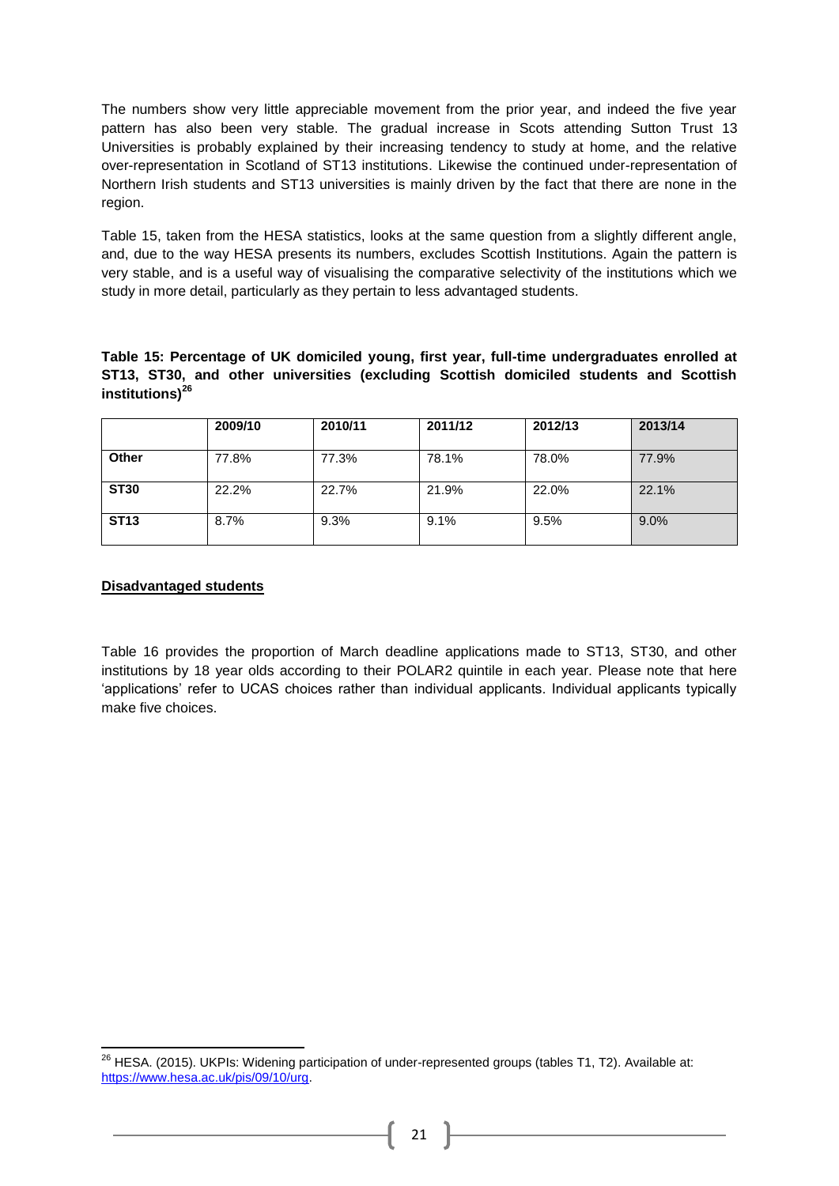The numbers show very little appreciable movement from the prior year, and indeed the five year pattern has also been very stable. The gradual increase in Scots attending Sutton Trust 13 Universities is probably explained by their increasing tendency to study at home, and the relative over-representation in Scotland of ST13 institutions. Likewise the continued under-representation of Northern Irish students and ST13 universities is mainly driven by the fact that there are none in the region.

Table 15, taken from the HESA statistics, looks at the same question from a slightly different angle, and, due to the way HESA presents its numbers, excludes Scottish Institutions. Again the pattern is very stable, and is a useful way of visualising the comparative selectivity of the institutions which we study in more detail, particularly as they pertain to less advantaged students.

**Table 15: Percentage of UK domiciled young, first year, full-time undergraduates enrolled at ST13, ST30, and other universities (excluding Scottish domiciled students and Scottish institutions)[26]**

| | 2009/10 | 2010/11 | 2011/12 | 2012/13 | 2013/14 |
|---|---|---|---|---|---|
| **Other** | 77.8% | 77.3% | 78.1% | 78.0% | 77.9% |
| **ST30** | 22.2% | 22.7% | 21.9% | 22.0% | 22.1% |
| **ST13** | 8.7% | 9.3% | 9.1% | 9.5% | 9.0% |

**Disadvantaged students**

Table 16 provides the proportion of March deadline applications made to ST13, ST30, and other institutions by 18 year olds according to their POLAR2 quintile in each year. Please note that here 'applications' refer to UCAS choices rather than individual applicants. Individual applicants typically make five choices.

[26] HESA. (2015). UKPIs: Widening participation of under-represented groups (tables T1, T2). Available at: https://www.hesa.ac.uk/pis/09/10/urg.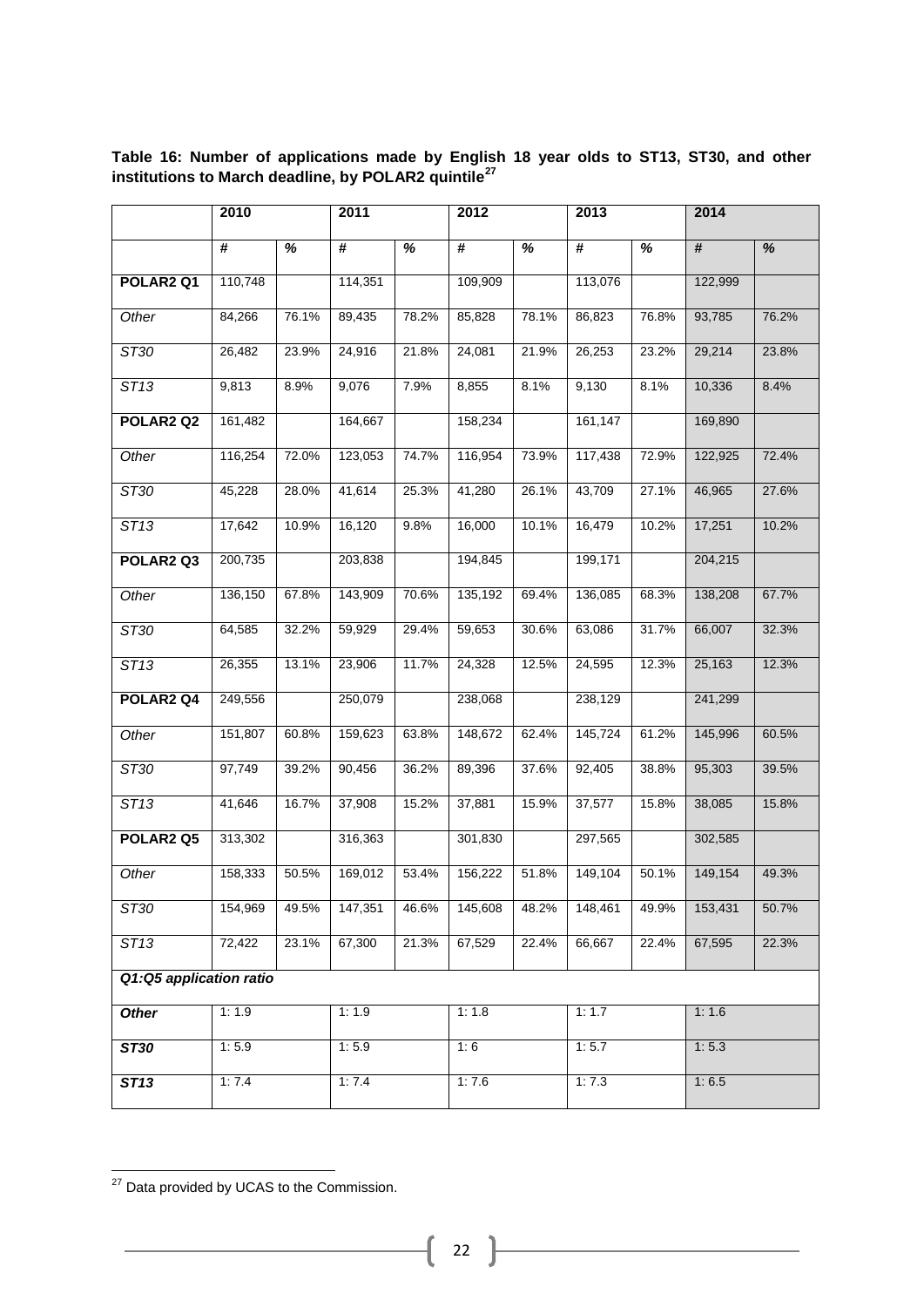**Table 16: Number of applications made by English 18 year olds to ST13, ST30, and other institutions to March deadline, by POLAR2 quintile[27]**

| | 2010 | | 2011 | | 2012 | | 2013 | | 2014 | |
|---|---|---|---|---|---|---|---|---|---|---|
| | # | % | # | % | # | % | # | % | # | % |
| **POLAR2 Q1** | 110,748 | | 114,351 | | 109,909 | | 113,076 | | 122,999 | |
| *Other* | 84,266 | 76.1% | 89,435 | 78.2% | 85,828 | 78.1% | 86,823 | 76.8% | 93,785 | 76.2% |
| *ST30* | 26,482 | 23.9% | 24,916 | 21.8% | 24,081 | 21.9% | 26,253 | 23.2% | 29,214 | 23.8% |
| *ST13* | 9,813 | 8.9% | 9,076 | 7.9% | 8,855 | 8.1% | 9,130 | 8.1% | 10,336 | 8.4% |
| **POLAR2 Q2** | 161,482 | | 164,667 | | 158,234 | | 161,147 | | 169,890 | |
| *Other* | 116,254 | 72.0% | 123,053 | 74.7% | 116,954 | 73.9% | 117,438 | 72.9% | 122,925 | 72.4% |
| *ST30* | 45,228 | 28.0% | 41,614 | 25.3% | 41,280 | 26.1% | 43,709 | 27.1% | 46,965 | 27.6% |
| *ST13* | 17,642 | 10.9% | 16,120 | 9.8% | 16,000 | 10.1% | 16,479 | 10.2% | 17,251 | 10.2% |
| **POLAR2 Q3** | 200,735 | | 203,838 | | 194,845 | | 199,171 | | 204,215 | |
| *Other* | 136,150 | 67.8% | 143,909 | 70.6% | 135,192 | 69.4% | 136,085 | 68.3% | 138,208 | 67.7% |
| *ST30* | 64,585 | 32.2% | 59,929 | 29.4% | 59,653 | 30.6% | 63,086 | 31.7% | 66,007 | 32.3% |
| *ST13* | 26,355 | 13.1% | 23,906 | 11.7% | 24,328 | 12.5% | 24,595 | 12.3% | 25,163 | 12.3% |
| **POLAR2 Q4** | 249,556 | | 250,079 | | 238,068 | | 238,129 | | 241,299 | |
| *Other* | 151,807 | 60.8% | 159,623 | 63.8% | 148,672 | 62.4% | 145,724 | 61.2% | 145,996 | 60.5% |
| *ST30* | 97,749 | 39.2% | 90,456 | 36.2% | 89,396 | 37.6% | 92,405 | 38.8% | 95,303 | 39.5% |
| *ST13* | 41,646 | 16.7% | 37,908 | 15.2% | 37,881 | 15.9% | 37,577 | 15.8% | 38,085 | 15.8% |
| **POLAR2 Q5** | 313,302 | | 316,363 | | 301,830 | | 297,565 | | 302,585 | |
| *Other* | 158,333 | 50.5% | 169,012 | 53.4% | 156,222 | 51.8% | 149,104 | 50.1% | 149,154 | 49.3% |
| *ST30* | 154,969 | 49.5% | 147,351 | 46.6% | 145,608 | 48.2% | 148,461 | 49.9% | 153,431 | 50.7% |
| *ST13* | 72,422 | 23.1% | 67,300 | 21.3% | 67,529 | 22.4% | 66,667 | 22.4% | 67,595 | 22.3% |
| ***Q1:Q5 application ratio*** | | | | | | | | | | |
| ***Other*** | 1: 1.9 | | 1: 1.9 | | 1: 1.8 | | 1: 1.7 | | 1: 1.6 | |
| ***ST30*** | 1: 5.9 | | 1: 5.9 | | 1: 6 | | 1: 5.7 | | 1: 5.3 | |
| ***ST13*** | 1: 7.4 | | 1: 7.4 | | 1: 7.6 | | 1: 7.3 | | 1: 6.5 | |

[27] Data provided by UCAS to the Commission.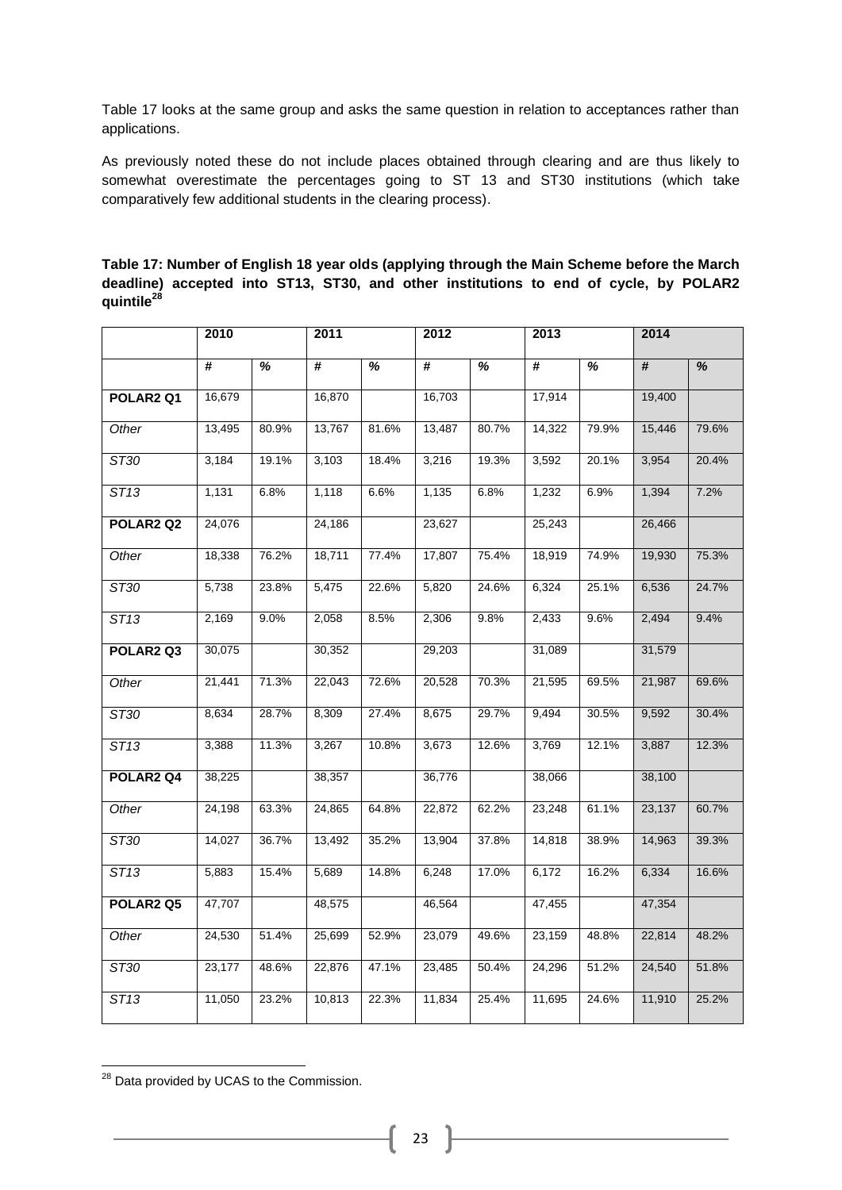Table 17 looks at the same group and asks the same question in relation to acceptances rather than applications.

As previously noted these do not include places obtained through clearing and are thus likely to somewhat overestimate the percentages going to ST 13 and ST30 institutions (which take comparatively few additional students in the clearing process).

**Table 17: Number of English 18 year olds (applying through the Main Scheme before the March deadline) accepted into ST13, ST30, and other institutions to end of cycle, by POLAR2 quintile[28]**

| | 2010 | | 2011 | | 2012 | | 2013 | | 2014 | |
|---|---|---|---|---|---|---|---|---|---|---|
| | # | % | # | % | # | % | # | % | # | % |
| **POLAR2 Q1** | 16,679 | | 16,870 | | 16,703 | | 17,914 | | 19,400 | |
| *Other* | 13,495 | 80.9% | 13,767 | 81.6% | 13,487 | 80.7% | 14,322 | 79.9% | 15,446 | 79.6% |
| *ST30* | 3,184 | 19.1% | 3,103 | 18.4% | 3,216 | 19.3% | 3,592 | 20.1% | 3,954 | 20.4% |
| *ST13* | 1,131 | 6.8% | 1,118 | 6.6% | 1,135 | 6.8% | 1,232 | 6.9% | 1,394 | 7.2% |
| **POLAR2 Q2** | 24,076 | | 24,186 | | 23,627 | | 25,243 | | 26,466 | |
| *Other* | 18,338 | 76.2% | 18,711 | 77.4% | 17,807 | 75.4% | 18,919 | 74.9% | 19,930 | 75.3% |
| *ST30* | 5,738 | 23.8% | 5,475 | 22.6% | 5,820 | 24.6% | 6,324 | 25.1% | 6,536 | 24.7% |
| *ST13* | 2,169 | 9.0% | 2,058 | 8.5% | 2,306 | 9.8% | 2,433 | 9.6% | 2,494 | 9.4% |
| **POLAR2 Q3** | 30,075 | | 30,352 | | 29,203 | | 31,089 | | 31,579 | |
| *Other* | 21,441 | 71.3% | 22,043 | 72.6% | 20,528 | 70.3% | 21,595 | 69.5% | 21,987 | 69.6% |
| *ST30* | 8,634 | 28.7% | 8,309 | 27.4% | 8,675 | 29.7% | 9,494 | 30.5% | 9,592 | 30.4% |
| *ST13* | 3,388 | 11.3% | 3,267 | 10.8% | 3,673 | 12.6% | 3,769 | 12.1% | 3,887 | 12.3% |
| **POLAR2 Q4** | 38,225 | | 38,357 | | 36,776 | | 38,066 | | 38,100 | |
| *Other* | 24,198 | 63.3% | 24,865 | 64.8% | 22,872 | 62.2% | 23,248 | 61.1% | 23,137 | 60.7% |
| *ST30* | 14,027 | 36.7% | 13,492 | 35.2% | 13,904 | 37.8% | 14,818 | 38.9% | 14,963 | 39.3% |
| *ST13* | 5,883 | 15.4% | 5,689 | 14.8% | 6,248 | 17.0% | 6,172 | 16.2% | 6,334 | 16.6% |
| **POLAR2 Q5** | 47,707 | | 48,575 | | 46,564 | | 47,455 | | 47,354 | |
| *Other* | 24,530 | 51.4% | 25,699 | 52.9% | 23,079 | 49.6% | 23,159 | 48.8% | 22,814 | 48.2% |
| *ST30* | 23,177 | 48.6% | 22,876 | 47.1% | 23,485 | 50.4% | 24,296 | 51.2% | 24,540 | 51.8% |
| *ST13* | 11,050 | 23.2% | 10,813 | 22.3% | 11,834 | 25.4% | 11,695 | 24.6% | 11,910 | 25.2% |

[28] Data provided by UCAS to the Commission.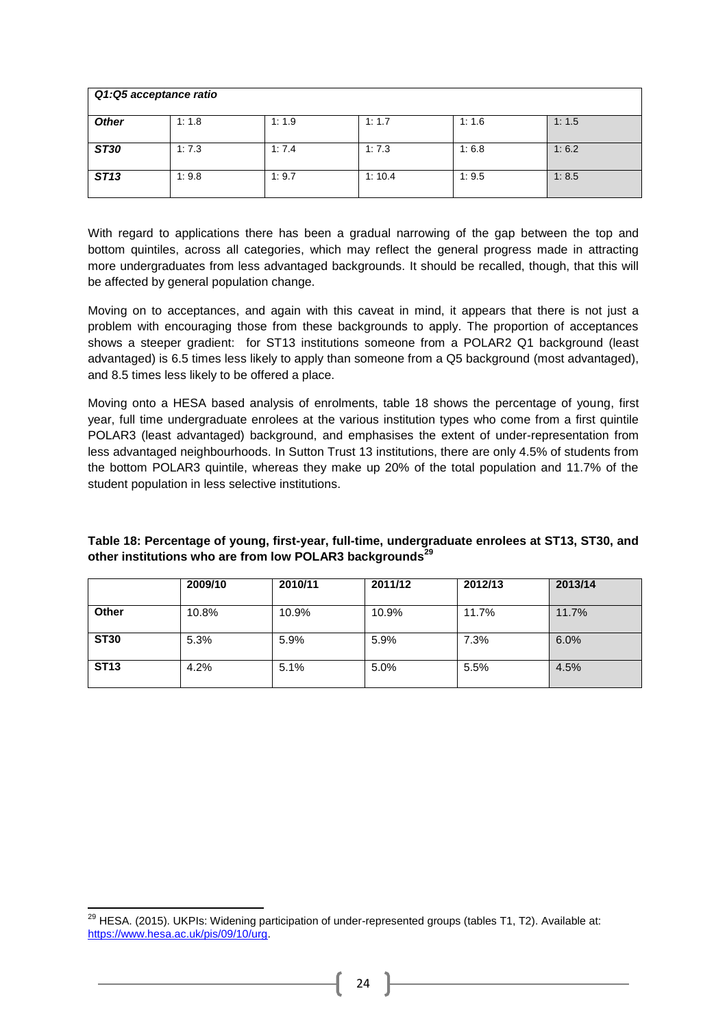| *Q1:Q5 acceptance ratio* | | | | | |
|---|---|---|---|---|---|
| ***Other*** | 1: 1.8 | 1: 1.9 | 1: 1.7 | 1: 1.6 | 1: 1.5 |
| ***ST30*** | 1: 7.3 | 1: 7.4 | 1: 7.3 | 1: 6.8 | 1: 6.2 |
| ***ST13*** | 1: 9.8 | 1: 9.7 | 1: 10.4 | 1: 9.5 | 1: 8.5 |

With regard to applications there has been a gradual narrowing of the gap between the top and bottom quintiles, across all categories, which may reflect the general progress made in attracting more undergraduates from less advantaged backgrounds. It should be recalled, though, that this will be affected by general population change.

Moving on to acceptances, and again with this caveat in mind, it appears that there is not just a problem with encouraging those from these backgrounds to apply. The proportion of acceptances shows a steeper gradient: for ST13 institutions someone from a POLAR2 Q1 background (least advantaged) is 6.5 times less likely to apply than someone from a Q5 background (most advantaged), and 8.5 times less likely to be offered a place.

Moving onto a HESA based analysis of enrolments, table 18 shows the percentage of young, first year, full time undergraduate enrolees at the various institution types who come from a first quintile POLAR3 (least advantaged) background, and emphasises the extent of under-representation from less advantaged neighbourhoods. In Sutton Trust 13 institutions, there are only 4.5% of students from the bottom POLAR3 quintile, whereas they make up 20% of the total population and 11.7% of the student population in less selective institutions.

**Table 18: Percentage of young, first-year, full-time, undergraduate enrolees at ST13, ST30, and other institutions who are from low POLAR3 backgrounds**[29]

| | **2009/10** | **2010/11** | **2011/12** | **2012/13** | **2013/14** |
|---|---|---|---|---|---|
| **Other** | 10.8% | 10.9% | 10.9% | 11.7% | 11.7% |
| **ST30** | 5.3% | 5.9% | 5.9% | 7.3% | 6.0% |
| **ST13** | 4.2% | 5.1% | 5.0% | 5.5% | 4.5% |

[29] HESA. (2015). UKPIs: Widening participation of under-represented groups (tables T1, T2). Available at: https://www.hesa.ac.uk/pis/09/10/urg.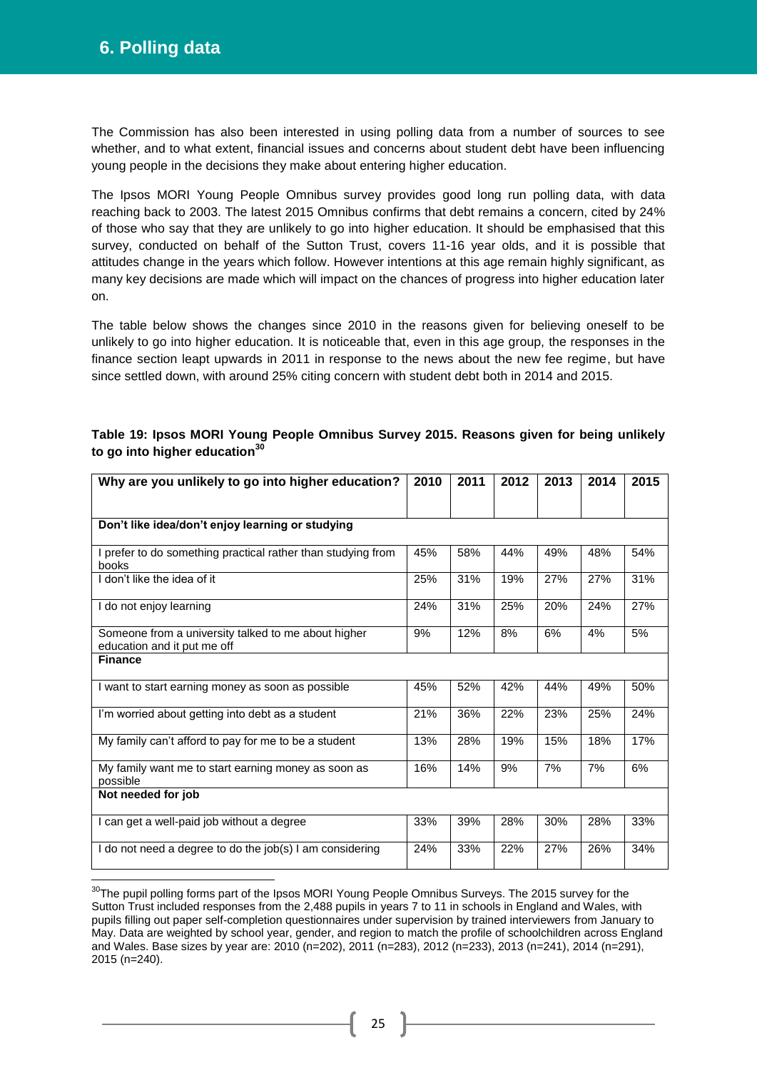## 6. Polling data

The Commission has also been interested in using polling data from a number of sources to see whether, and to what extent, financial issues and concerns about student debt have been influencing young people in the decisions they make about entering higher education.

The Ipsos MORI Young People Omnibus survey provides good long run polling data, with data reaching back to 2003. The latest 2015 Omnibus confirms that debt remains a concern, cited by 24% of those who say that they are unlikely to go into higher education. It should be emphasised that this survey, conducted on behalf of the Sutton Trust, covers 11-16 year olds, and it is possible that attitudes change in the years which follow. However intentions at this age remain highly significant, as many key decisions are made which will impact on the chances of progress into higher education later on.

The table below shows the changes since 2010 in the reasons given for believing oneself to be unlikely to go into higher education. It is noticeable that, even in this age group, the responses in the finance section leapt upwards in 2011 in response to the news about the new fee regime, but have since settled down, with around 25% citing concern with student debt both in 2014 and 2015.

**Table 19: Ipsos MORI Young People Omnibus Survey 2015. Reasons given for being unlikely to go into higher education[30]**

| Why are you unlikely to go into higher education? | 2010 | 2011 | 2012 | 2013 | 2014 | 2015 |
|---|---|---|---|---|---|---|
| **Don't like idea/don't enjoy learning or studying** | | | | | | |
| I prefer to do something practical rather than studying from books | 45% | 58% | 44% | 49% | 48% | 54% |
| I don't like the idea of it | 25% | 31% | 19% | 27% | 27% | 31% |
| I do not enjoy learning | 24% | 31% | 25% | 20% | 24% | 27% |
| Someone from a university talked to me about higher education and it put me off | 9% | 12% | 8% | 6% | 4% | 5% |
| **Finance** | | | | | | |
| I want to start earning money as soon as possible | 45% | 52% | 42% | 44% | 49% | 50% |
| I'm worried about getting into debt as a student | 21% | 36% | 22% | 23% | 25% | 24% |
| My family can't afford to pay for me to be a student | 13% | 28% | 19% | 15% | 18% | 17% |
| My family want me to start earning money as soon as possible | 16% | 14% | 9% | 7% | 7% | 6% |
| **Not needed for job** | | | | | | |
| I can get a well-paid job without a degree | 33% | 39% | 28% | 30% | 28% | 33% |
| I do not need a degree to do the job(s) I am considering | 24% | 33% | 22% | 27% | 26% | 34% |

[30] The pupil polling forms part of the Ipsos MORI Young People Omnibus Surveys. The 2015 survey for the Sutton Trust included responses from the 2,488 pupils in years 7 to 11 in schools in England and Wales, with pupils filling out paper self-completion questionnaires under supervision by trained interviewers from January to May. Data are weighted by school year, gender, and region to match the profile of schoolchildren across England and Wales. Base sizes by year are: 2010 (n=202), 2011 (n=283), 2012 (n=233), 2013 (n=241), 2014 (n=291), 2015 (n=240).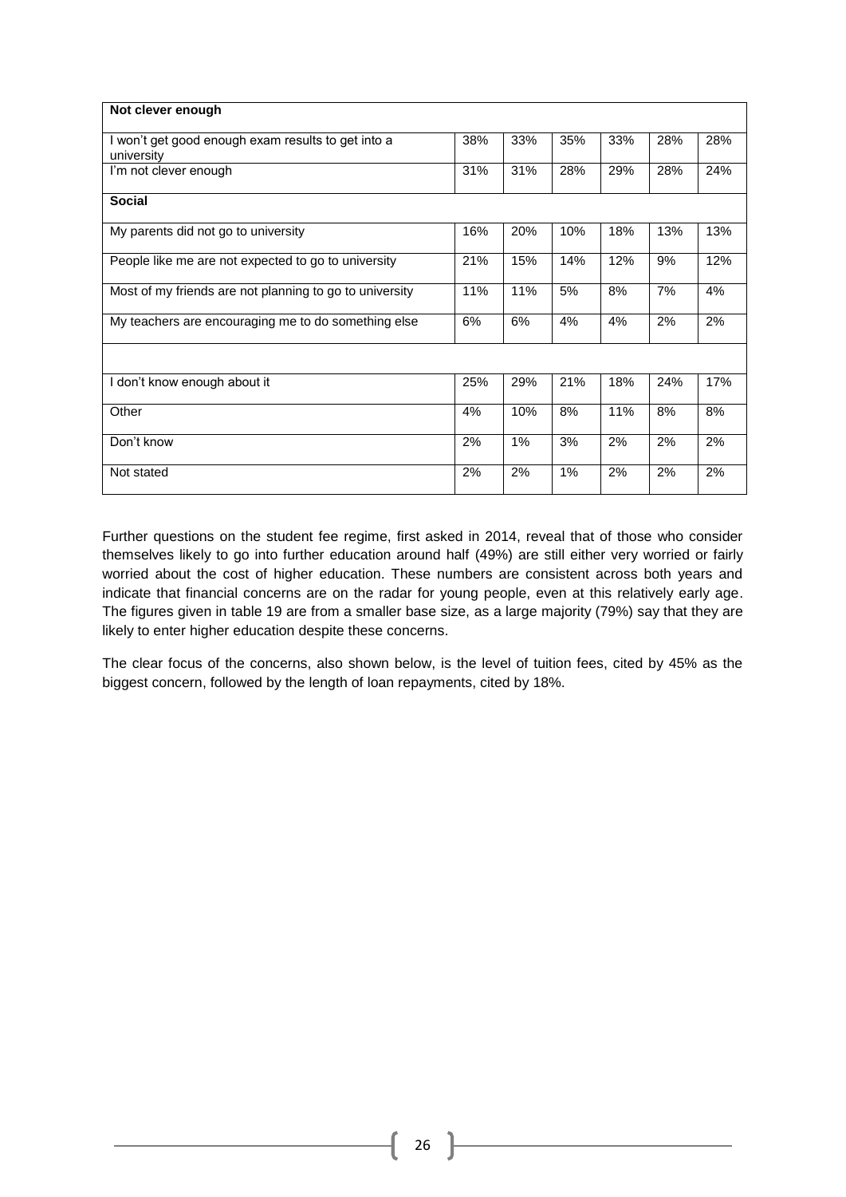| Not clever enough | | | | | | |
|---|---|---|---|---|---|---|
| I won't get good enough exam results to get into a university | 38% | 33% | 35% | 33% | 28% | 28% |
| I'm not clever enough | 31% | 31% | 28% | 29% | 28% | 24% |
| **Social** | | | | | | |
| My parents did not go to university | 16% | 20% | 10% | 18% | 13% | 13% |
| People like me are not expected to go to university | 21% | 15% | 14% | 12% | 9% | 12% |
| Most of my friends are not planning to go to university | 11% | 11% | 5% | 8% | 7% | 4% |
| My teachers are encouraging me to do something else | 6% | 6% | 4% | 4% | 2% | 2% |
| | | | | | | |
| I don't know enough about it | 25% | 29% | 21% | 18% | 24% | 17% |
| Other | 4% | 10% | 8% | 11% | 8% | 8% |
| Don't know | 2% | 1% | 3% | 2% | 2% | 2% |
| Not stated | 2% | 2% | 1% | 2% | 2% | 2% |

Further questions on the student fee regime, first asked in 2014, reveal that of those who consider themselves likely to go into further education around half (49%) are still either very worried or fairly worried about the cost of higher education. These numbers are consistent across both years and indicate that financial concerns are on the radar for young people, even at this relatively early age. The figures given in table 19 are from a smaller base size, as a large majority (79%) say that they are likely to enter higher education despite these concerns.

The clear focus of the concerns, also shown below, is the level of tuition fees, cited by 45% as the biggest concern, followed by the length of loan repayments, cited by 18%.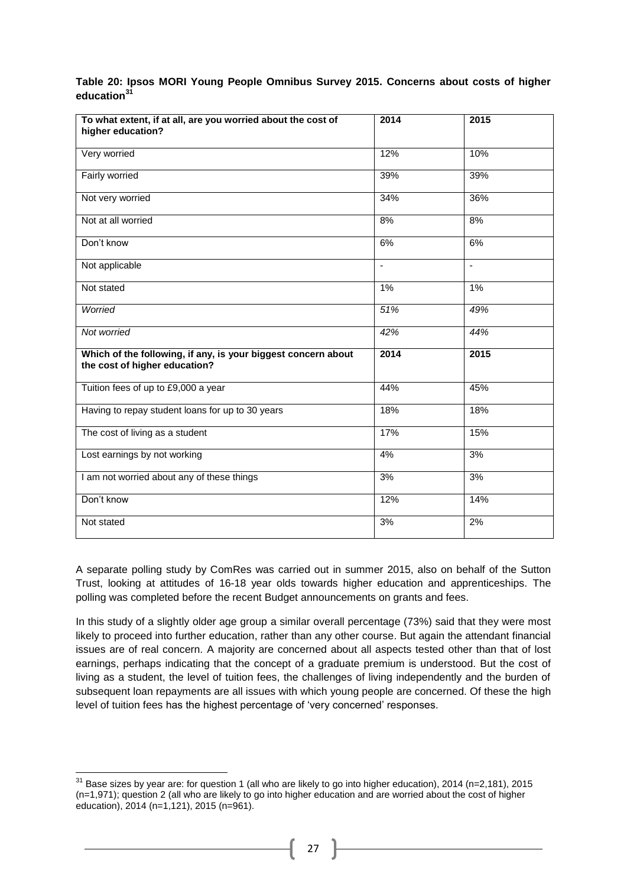**Table 20: Ipsos MORI Young People Omnibus Survey 2015. Concerns about costs of higher education[31]**

| To what extent, if at all, are you worried about the cost of higher education? | 2014 | 2015 |
|---|---|---|
| Very worried | 12% | 10% |
| Fairly worried | 39% | 39% |
| Not very worried | 34% | 36% |
| Not at all worried | 8% | 8% |
| Don't know | 6% | 6% |
| Not applicable | - | - |
| Not stated | 1% | 1% |
| *Worried* | *51%* | *49%* |
| *Not worried* | *42%* | *44%* |
| **Which of the following, if any, is your biggest concern about the cost of higher education?** | **2014** | **2015** |
| Tuition fees of up to £9,000 a year | 44% | 45% |
| Having to repay student loans for up to 30 years | 18% | 18% |
| The cost of living as a student | 17% | 15% |
| Lost earnings by not working | 4% | 3% |
| I am not worried about any of these things | 3% | 3% |
| Don't know | 12% | 14% |
| Not stated | 3% | 2% |

A separate polling study by ComRes was carried out in summer 2015, also on behalf of the Sutton Trust, looking at attitudes of 16-18 year olds towards higher education and apprenticeships. The polling was completed before the recent Budget announcements on grants and fees.

In this study of a slightly older age group a similar overall percentage (73%) said that they were most likely to proceed into further education, rather than any other course. But again the attendant financial issues are of real concern. A majority are concerned about all aspects tested other than that of lost earnings, perhaps indicating that the concept of a graduate premium is understood. But the cost of living as a student, the level of tuition fees, the challenges of living independently and the burden of subsequent loan repayments are all issues with which young people are concerned. Of these the high level of tuition fees has the highest percentage of 'very concerned' responses.

[31] Base sizes by year are: for question 1 (all who are likely to go into higher education), 2014 (n=2,181), 2015 (n=1,971); question 2 (all who are likely to go into higher education and are worried about the cost of higher education), 2014 (n=1,121), 2015 (n=961).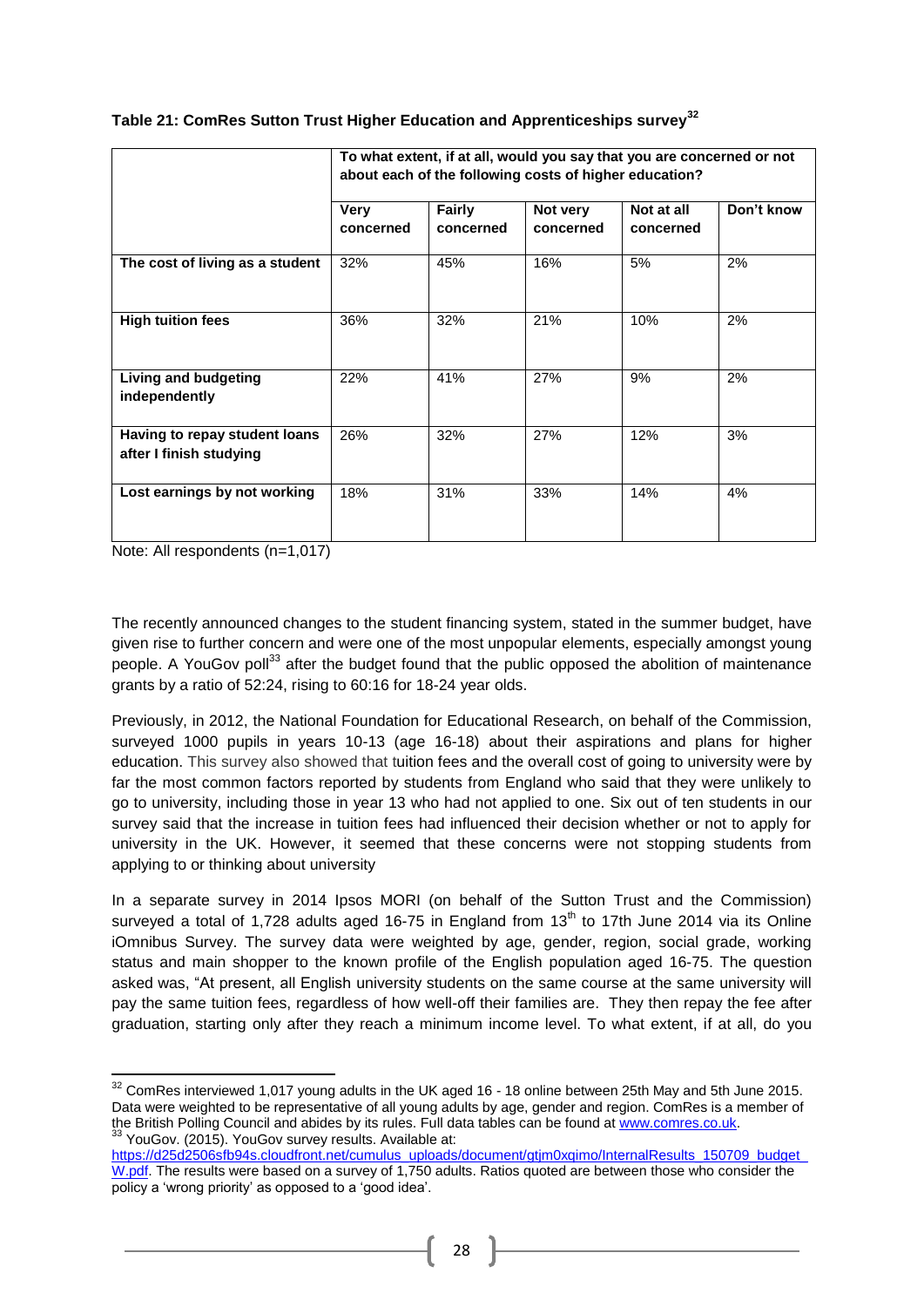**Table 21: ComRes Sutton Trust Higher Education and Apprenticeships survey[32]**

| | To what extent, if at all, would you say that you are concerned or not about each of the following costs of higher education? | | | | |
|---|---|---|---|---|---|
| | **Very concerned** | **Fairly concerned** | **Not very concerned** | **Not at all concerned** | **Don't know** |
| **The cost of living as a student** | 32% | 45% | 16% | 5% | 2% |
| **High tuition fees** | 36% | 32% | 21% | 10% | 2% |
| **Living and budgeting independently** | 22% | 41% | 27% | 9% | 2% |
| **Having to repay student loans after I finish studying** | 26% | 32% | 27% | 12% | 3% |
| **Lost earnings by not working** | 18% | 31% | 33% | 14% | 4% |

Note: All respondents (n=1,017)

The recently announced changes to the student financing system, stated in the summer budget, have given rise to further concern and were one of the most unpopular elements, especially amongst young people. A YouGov poll[33] after the budget found that the public opposed the abolition of maintenance grants by a ratio of 52:24, rising to 60:16 for 18-24 year olds.

Previously, in 2012, the National Foundation for Educational Research, on behalf of the Commission, surveyed 1000 pupils in years 10-13 (age 16-18) about their aspirations and plans for higher education. This survey also showed that tuition fees and the overall cost of going to university were by far the most common factors reported by students from England who said that they were unlikely to go to university, including those in year 13 who had not applied to one. Six out of ten students in our survey said that the increase in tuition fees had influenced their decision whether or not to apply for university in the UK. However, it seemed that these concerns were not stopping students from applying to or thinking about university

In a separate survey in 2014 Ipsos MORI (on behalf of the Sutton Trust and the Commission) surveyed a total of 1,728 adults aged 16-75 in England from 13th to 17th June 2014 via its Online iOmnibus Survey. The survey data were weighted by age, gender, region, social grade, working status and main shopper to the known profile of the English population aged 16-75. The question asked was, "At present, all English university students on the same course at the same university will pay the same tuition fees, regardless of how well-off their families are. They then repay the fee after graduation, starting only after they reach a minimum income level. To what extent, if at all, do you

[32] ComRes interviewed 1,017 young adults in the UK aged 16 - 18 online between 25th May and 5th June 2015. Data were weighted to be representative of all young adults by age, gender and region. ComRes is a member of the British Polling Council and abides by its rules. Full data tables can be found at www.comres.co.uk.

[33] YouGov. (2015). YouGov survey results. Available at: https://d25d2506sfb94s.cloudfront.net/cumulus_uploads/document/gtjm0xqimo/InternalResults_150709_budget_W.pdf. The results were based on a survey of 1,750 adults. Ratios quoted are between those who consider the policy a 'wrong priority' as opposed to a 'good idea'.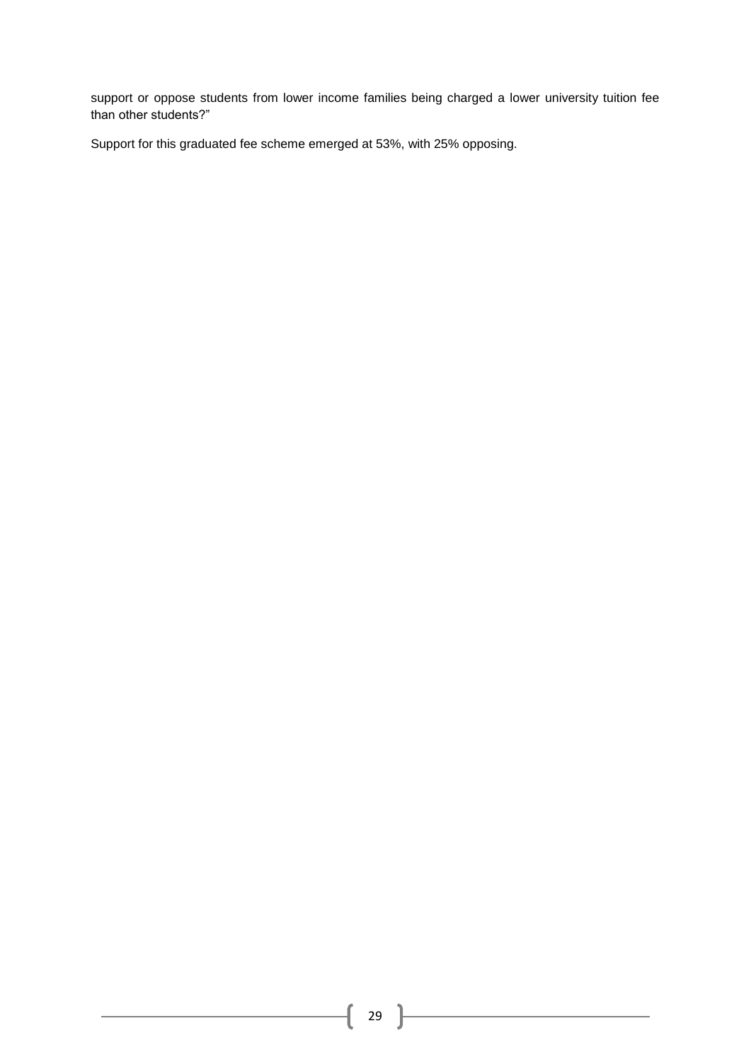support or oppose students from lower income families being charged a lower university tuition fee than other students?"

Support for this graduated fee scheme emerged at 53%, with 25% opposing.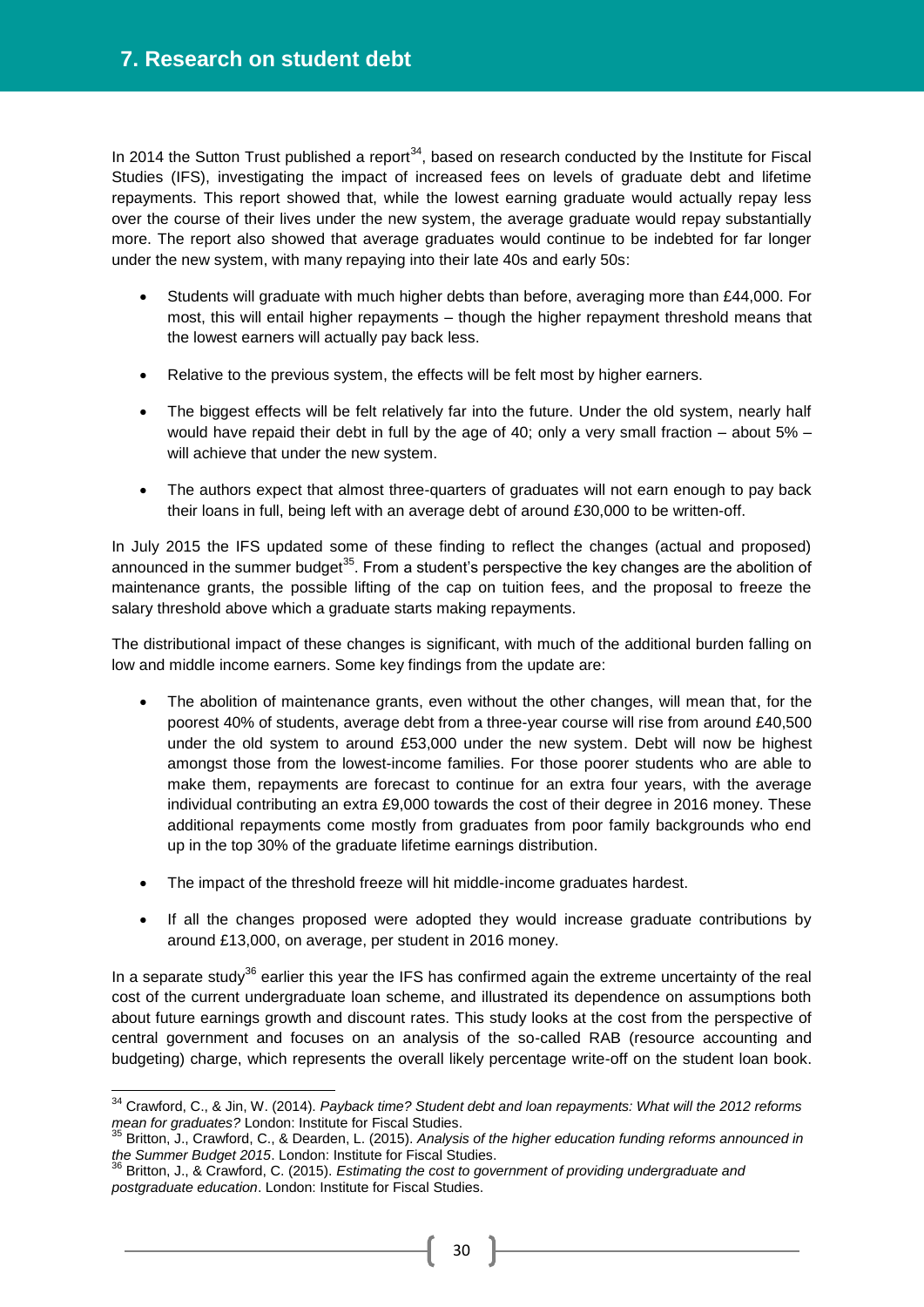# 7. Research on student debt

In 2014 the Sutton Trust published a report[34], based on research conducted by the Institute for Fiscal Studies (IFS), investigating the impact of increased fees on levels of graduate debt and lifetime repayments. This report showed that, while the lowest earning graduate would actually repay less over the course of their lives under the new system, the average graduate would repay substantially more. The report also showed that average graduates would continue to be indebted for far longer under the new system, with many repaying into their late 40s and early 50s:

- Students will graduate with much higher debts than before, averaging more than £44,000. For most, this will entail higher repayments – though the higher repayment threshold means that the lowest earners will actually pay back less.
- Relative to the previous system, the effects will be felt most by higher earners.
- The biggest effects will be felt relatively far into the future. Under the old system, nearly half would have repaid their debt in full by the age of 40; only a very small fraction – about 5% – will achieve that under the new system.
- The authors expect that almost three-quarters of graduates will not earn enough to pay back their loans in full, being left with an average debt of around £30,000 to be written-off.

In July 2015 the IFS updated some of these finding to reflect the changes (actual and proposed) announced in the summer budget[35]. From a student's perspective the key changes are the abolition of maintenance grants, the possible lifting of the cap on tuition fees, and the proposal to freeze the salary threshold above which a graduate starts making repayments.

The distributional impact of these changes is significant, with much of the additional burden falling on low and middle income earners. Some key findings from the update are:

- The abolition of maintenance grants, even without the other changes, will mean that, for the poorest 40% of students, average debt from a three-year course will rise from around £40,500 under the old system to around £53,000 under the new system. Debt will now be highest amongst those from the lowest-income families. For those poorer students who are able to make them, repayments are forecast to continue for an extra four years, with the average individual contributing an extra £9,000 towards the cost of their degree in 2016 money. These additional repayments come mostly from graduates from poor family backgrounds who end up in the top 30% of the graduate lifetime earnings distribution.
- The impact of the threshold freeze will hit middle-income graduates hardest.
- If all the changes proposed were adopted they would increase graduate contributions by around £13,000, on average, per student in 2016 money.

In a separate study[36] earlier this year the IFS has confirmed again the extreme uncertainty of the real cost of the current undergraduate loan scheme, and illustrated its dependence on assumptions both about future earnings growth and discount rates. This study looks at the cost from the perspective of central government and focuses on an analysis of the so-called RAB (resource accounting and budgeting) charge, which represents the overall likely percentage write-off on the student loan book.

---

[34] Crawford, C., & Jin, W. (2014). *Payback time? Student debt and loan repayments: What will the 2012 reforms mean for graduates?* London: Institute for Fiscal Studies.

[35] Britton, J., Crawford, C., & Dearden, L. (2015). *Analysis of the higher education funding reforms announced in the Summer Budget 2015*. London: Institute for Fiscal Studies.

[36] Britton, J., & Crawford, C. (2015). *Estimating the cost to government of providing undergraduate and postgraduate education*. London: Institute for Fiscal Studies.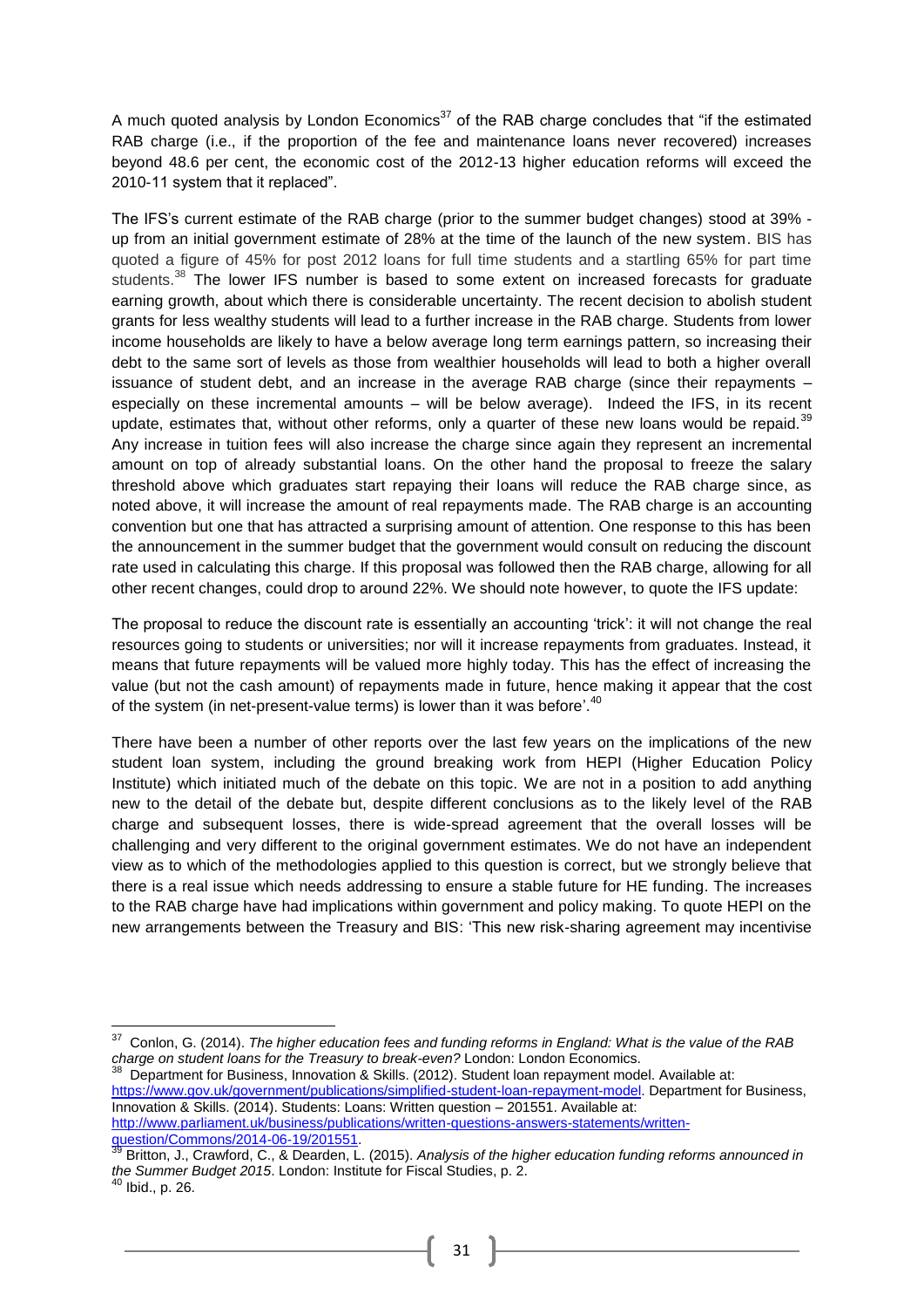A much quoted analysis by London Economics[37] of the RAB charge concludes that "if the estimated RAB charge (i.e., if the proportion of the fee and maintenance loans never recovered) increases beyond 48.6 per cent, the economic cost of the 2012-13 higher education reforms will exceed the 2010-11 system that it replaced".

The IFS's current estimate of the RAB charge (prior to the summer budget changes) stood at 39% - up from an initial government estimate of 28% at the time of the launch of the new system. BIS has quoted a figure of 45% for post 2012 loans for full time students and a startling 65% for part time students.[38] The lower IFS number is based to some extent on increased forecasts for graduate earning growth, about which there is considerable uncertainty. The recent decision to abolish student grants for less wealthy students will lead to a further increase in the RAB charge. Students from lower income households are likely to have a below average long term earnings pattern, so increasing their debt to the same sort of levels as those from wealthier households will lead to both a higher overall issuance of student debt, and an increase in the average RAB charge (since their repayments – especially on these incremental amounts – will be below average). Indeed the IFS, in its recent update, estimates that, without other reforms, only a quarter of these new loans would be repaid.[39] Any increase in tuition fees will also increase the charge since again they represent an incremental amount on top of already substantial loans. On the other hand the proposal to freeze the salary threshold above which graduates start repaying their loans will reduce the RAB charge since, as noted above, it will increase the amount of real repayments made. The RAB charge is an accounting convention but one that has attracted a surprising amount of attention. One response to this has been the announcement in the summer budget that the government would consult on reducing the discount rate used in calculating this charge. If this proposal was followed then the RAB charge, allowing for all other recent changes, could drop to around 22%. We should note however, to quote the IFS update:

The proposal to reduce the discount rate is essentially an accounting 'trick': it will not change the real resources going to students or universities; nor will it increase repayments from graduates. Instead, it means that future repayments will be valued more highly today. This has the effect of increasing the value (but not the cash amount) of repayments made in future, hence making it appear that the cost of the system (in net-present-value terms) is lower than it was before'.[40]

There have been a number of other reports over the last few years on the implications of the new student loan system, including the ground breaking work from HEPI (Higher Education Policy Institute) which initiated much of the debate on this topic. We are not in a position to add anything new to the detail of the debate but, despite different conclusions as to the likely level of the RAB charge and subsequent losses, there is wide-spread agreement that the overall losses will be challenging and very different to the original government estimates. We do not have an independent view as to which of the methodologies applied to this question is correct, but we strongly believe that there is a real issue which needs addressing to ensure a stable future for HE funding. The increases to the RAB charge have had implications within government and policy making. To quote HEPI on the new arrangements between the Treasury and BIS: 'This new risk-sharing agreement may incentivise

---

[37] Conlon, G. (2014). *The higher education fees and funding reforms in England: What is the value of the RAB charge on student loans for the Treasury to break-even?* London: London Economics.

[38] Department for Business, Innovation & Skills. (2012). Student loan repayment model. Available at: https://www.gov.uk/government/publications/simplified-student-loan-repayment-model. Department for Business, Innovation & Skills. (2014). Students: Loans: Written question – 201551. Available at: http://www.parliament.uk/business/publications/written-questions-answers-statements/written-question/Commons/2014-06-19/201551.

[39] Britton, J., Crawford, C., & Dearden, L. (2015). *Analysis of the higher education funding reforms announced in the Summer Budget 2015*. London: Institute for Fiscal Studies, p. 2.

[40] Ibid., p. 26.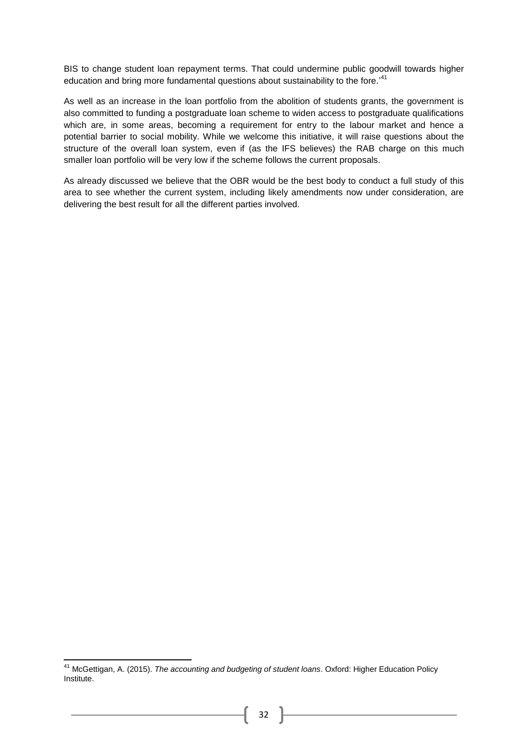BIS to change student loan repayment terms. That could undermine public goodwill towards higher education and bring more fundamental questions about sustainability to the fore.'[41]

As well as an increase in the loan portfolio from the abolition of students grants, the government is also committed to funding a postgraduate loan scheme to widen access to postgraduate qualifications which are, in some areas, becoming a requirement for entry to the labour market and hence a potential barrier to social mobility. While we welcome this initiative, it will raise questions about the structure of the overall loan system, even if (as the IFS believes) the RAB charge on this much smaller loan portfolio will be very low if the scheme follows the current proposals.

As already discussed we believe that the OBR would be the best body to conduct a full study of this area to see whether the current system, including likely amendments now under consideration, are delivering the best result for all the different parties involved.

---

[41] McGettigan, A. (2015). *The accounting and budgeting of student loans*. Oxford: Higher Education Policy Institute.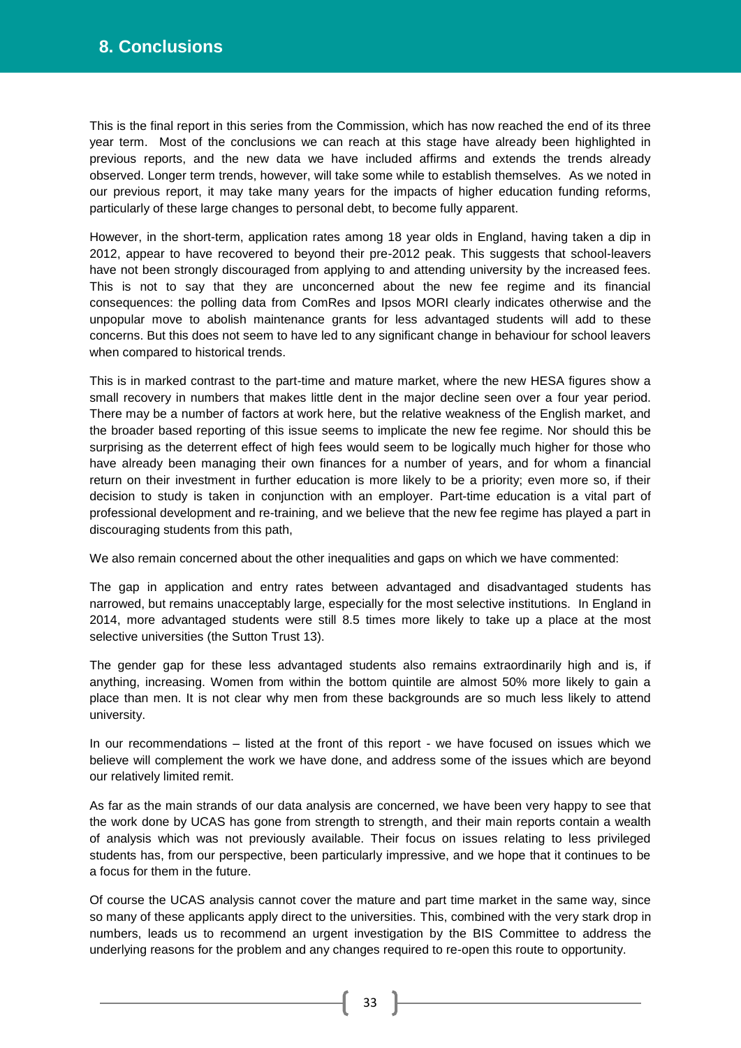## 8. Conclusions

This is the final report in this series from the Commission, which has now reached the end of its three year term. Most of the conclusions we can reach at this stage have already been highlighted in previous reports, and the new data we have included affirms and extends the trends already observed. Longer term trends, however, will take some while to establish themselves. As we noted in our previous report, it may take many years for the impacts of higher education funding reforms, particularly of these large changes to personal debt, to become fully apparent.

However, in the short-term, application rates among 18 year olds in England, having taken a dip in 2012, appear to have recovered to beyond their pre-2012 peak. This suggests that school-leavers have not been strongly discouraged from applying to and attending university by the increased fees. This is not to say that they are unconcerned about the new fee regime and its financial consequences: the polling data from ComRes and Ipsos MORI clearly indicates otherwise and the unpopular move to abolish maintenance grants for less advantaged students will add to these concerns. But this does not seem to have led to any significant change in behaviour for school leavers when compared to historical trends.

This is in marked contrast to the part-time and mature market, where the new HESA figures show a small recovery in numbers that makes little dent in the major decline seen over a four year period. There may be a number of factors at work here, but the relative weakness of the English market, and the broader based reporting of this issue seems to implicate the new fee regime. Nor should this be surprising as the deterrent effect of high fees would seem to be logically much higher for those who have already been managing their own finances for a number of years, and for whom a financial return on their investment in further education is more likely to be a priority; even more so, if their decision to study is taken in conjunction with an employer. Part-time education is a vital part of professional development and re-training, and we believe that the new fee regime has played a part in discouraging students from this path,

We also remain concerned about the other inequalities and gaps on which we have commented:

The gap in application and entry rates between advantaged and disadvantaged students has narrowed, but remains unacceptably large, especially for the most selective institutions. In England in 2014, more advantaged students were still 8.5 times more likely to take up a place at the most selective universities (the Sutton Trust 13).

The gender gap for these less advantaged students also remains extraordinarily high and is, if anything, increasing. Women from within the bottom quintile are almost 50% more likely to gain a place than men. It is not clear why men from these backgrounds are so much less likely to attend university.

In our recommendations – listed at the front of this report - we have focused on issues which we believe will complement the work we have done, and address some of the issues which are beyond our relatively limited remit.

As far as the main strands of our data analysis are concerned, we have been very happy to see that the work done by UCAS has gone from strength to strength, and their main reports contain a wealth of analysis which was not previously available. Their focus on issues relating to less privileged students has, from our perspective, been particularly impressive, and we hope that it continues to be a focus for them in the future.

Of course the UCAS analysis cannot cover the mature and part time market in the same way, since so many of these applicants apply direct to the universities. This, combined with the very stark drop in numbers, leads us to recommend an urgent investigation by the BIS Committee to address the underlying reasons for the problem and any changes required to re-open this route to opportunity.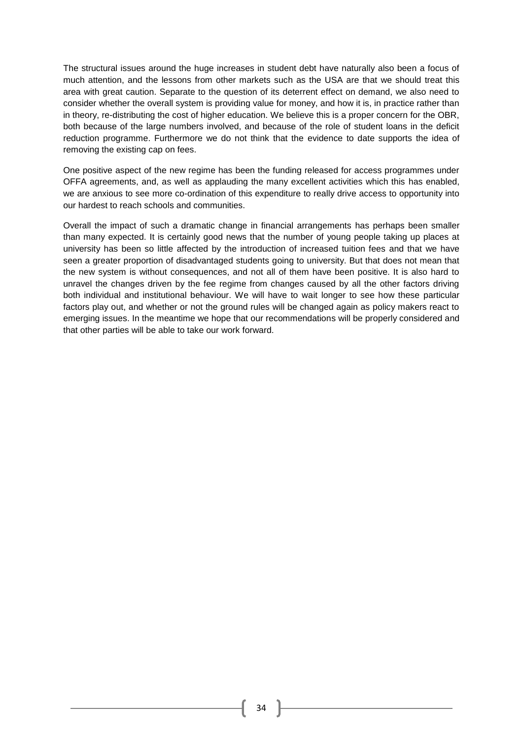The structural issues around the huge increases in student debt have naturally also been a focus of much attention, and the lessons from other markets such as the USA are that we should treat this area with great caution. Separate to the question of its deterrent effect on demand, we also need to consider whether the overall system is providing value for money, and how it is, in practice rather than in theory, re-distributing the cost of higher education. We believe this is a proper concern for the OBR, both because of the large numbers involved, and because of the role of student loans in the deficit reduction programme. Furthermore we do not think that the evidence to date supports the idea of removing the existing cap on fees.

One positive aspect of the new regime has been the funding released for access programmes under OFFA agreements, and, as well as applauding the many excellent activities which this has enabled, we are anxious to see more co-ordination of this expenditure to really drive access to opportunity into our hardest to reach schools and communities.

Overall the impact of such a dramatic change in financial arrangements has perhaps been smaller than many expected. It is certainly good news that the number of young people taking up places at university has been so little affected by the introduction of increased tuition fees and that we have seen a greater proportion of disadvantaged students going to university. But that does not mean that the new system is without consequences, and not all of them have been positive. It is also hard to unravel the changes driven by the fee regime from changes caused by all the other factors driving both individual and institutional behaviour. We will have to wait longer to see how these particular factors play out, and whether or not the ground rules will be changed again as policy makers react to emerging issues. In the meantime we hope that our recommendations will be properly considered and that other parties will be able to take our work forward.